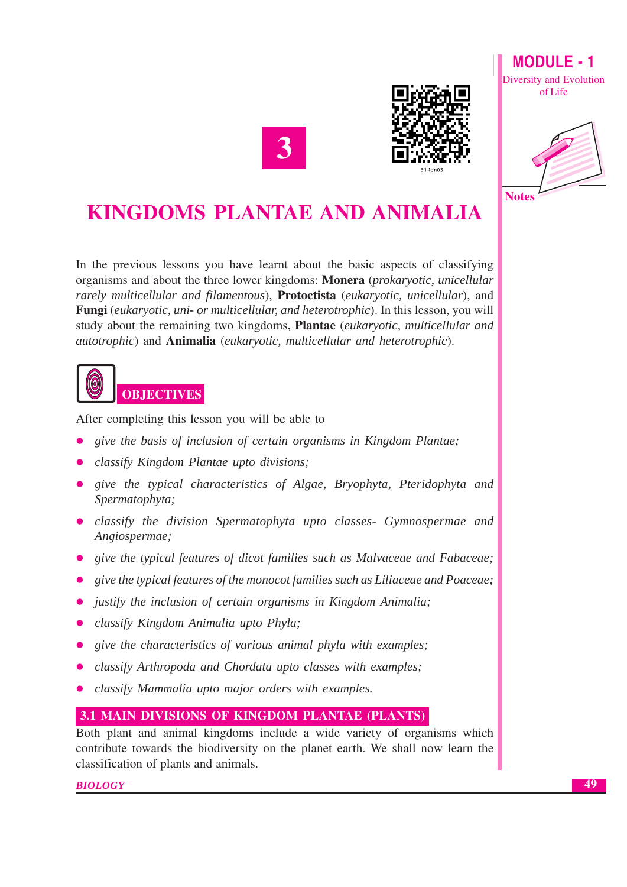# 3

314en03

# KINGDOMS PLANTAE AND ANIMALIA

In the previous lessons you have learnt about the basic aspects of classifying organisms and about the three lower kingdoms: **Monera** (*prokaryotic, unicellular rarely multicellular and filamentous*), **Protoctista** (*eukaryotic, unicellular*), and **Fungi** (*eukaryotic, uni- or multicellular, and heterotrophic*). In this lesson, you will study about the remaining two kingdoms, **Plantae** (*eukaryotic, multicellular and autotrophic*) and **Animalia** (*eukaryotic, multicellular and heterotrophic*).

## OBJECTIVES

After completing this lesson you will be able to

- *give the basis of inclusion of certain organisms in Kingdom Plantae;*
- *classify Kingdom Plantae upto divisions;*
- *give the typical characteristics of Algae, Bryophyta, Pteridophyta and Spermatophyta;*
- *classify the division Spermatophyta upto classes- Gymnospermae and Angiospermae;*
- *give the typical features of dicot families such as Malvaceae and Fabaceae;*
- *give the typical features of the monocot families such as Liliaceae and Poaceae;*
- *justify the inclusion of certain organisms in Kingdom Animalia;*
- *classify Kingdom Animalia upto Phyla;*
- *give the characteristics of various animal phyla with examples;*
- *classify Arthropoda and Chordata upto classes with examples;*
- *classify Mammalia upto major orders with examples.*

## 3.1 MAIN DIVISIONS OF KINGDOM PLANTAE (PLANTS)

Both plant and animal kingdoms include a wide variety of organisms which contribute towards the biodiversity on the planet earth. We shall now learn the classification of plants and animals.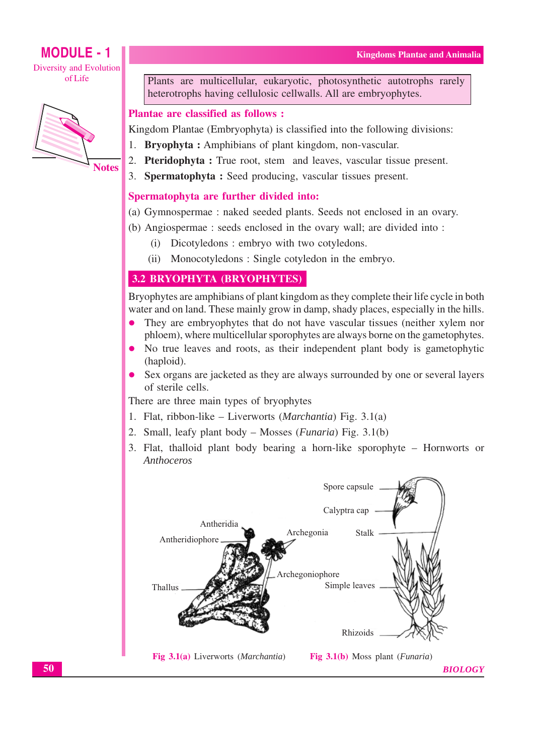Plants are multicellular, eukaryotic, photosynthetic autotrophs rarely heterotrophs having cellulosic cellwalls. All are embryophytes.

### Plantae are classified as follows :

Kingdom Plantae (Embryophyta) is classified into the following divisions:

1. **Bryophyta :** Amphibians of plant kingdom, non-vascular.
2. **Pteridophyta :** True root, stem and leaves, vascular tissue present.
3. **Spermatophyta :** Seed producing, vascular tissues present.

### Spermatophyta are further divided into:

(a) Gymnospermae : naked seeded plants. Seeds not enclosed in an ovary.

(b) Angiospermae : seeds enclosed in the ovary wall; are divided into :

  (i) Dicotyledons : embryo with two cotyledons.

  (ii) Monocotyledons : Single cotyledon in the embryo.

## 3.2 BRYOPHYTA (BRYOPHYTES)

Bryophytes are amphibians of plant kingdom as they complete their life cycle in both water and on land. These mainly grow in damp, shady places, especially in the hills.

- They are embryophytes that do not have vascular tissues (neither xylem nor phloem), where multicellular sporophytes are always borne on the gametophytes.
- No true leaves and roots, as their independent plant body is gametophytic (haploid).
- Sex organs are jacketed as they are always surrounded by one or several layers of sterile cells.

There are three main types of bryophytes

1. Flat, ribbon-like – Liverworts (*Marchantia*) Fig. 3.1(a)
2. Small, leafy plant body – Mosses (*Funaria*) Fig. 3.1(b)
3. Flat, thalloid plant body bearing a horn-like sporophyte – Hornworts or *Anthoceros*

Antheridia, Antheridiophore, Thallus, Archegonia, Archegoniophore, Spore capsule, Calyptra cap, Stalk, Simple leaves, Rhizoids

**Fig 3.1(a)** Liverworts (*Marchantia*) **Fig 3.1(b)** Moss plant (*Funaria*)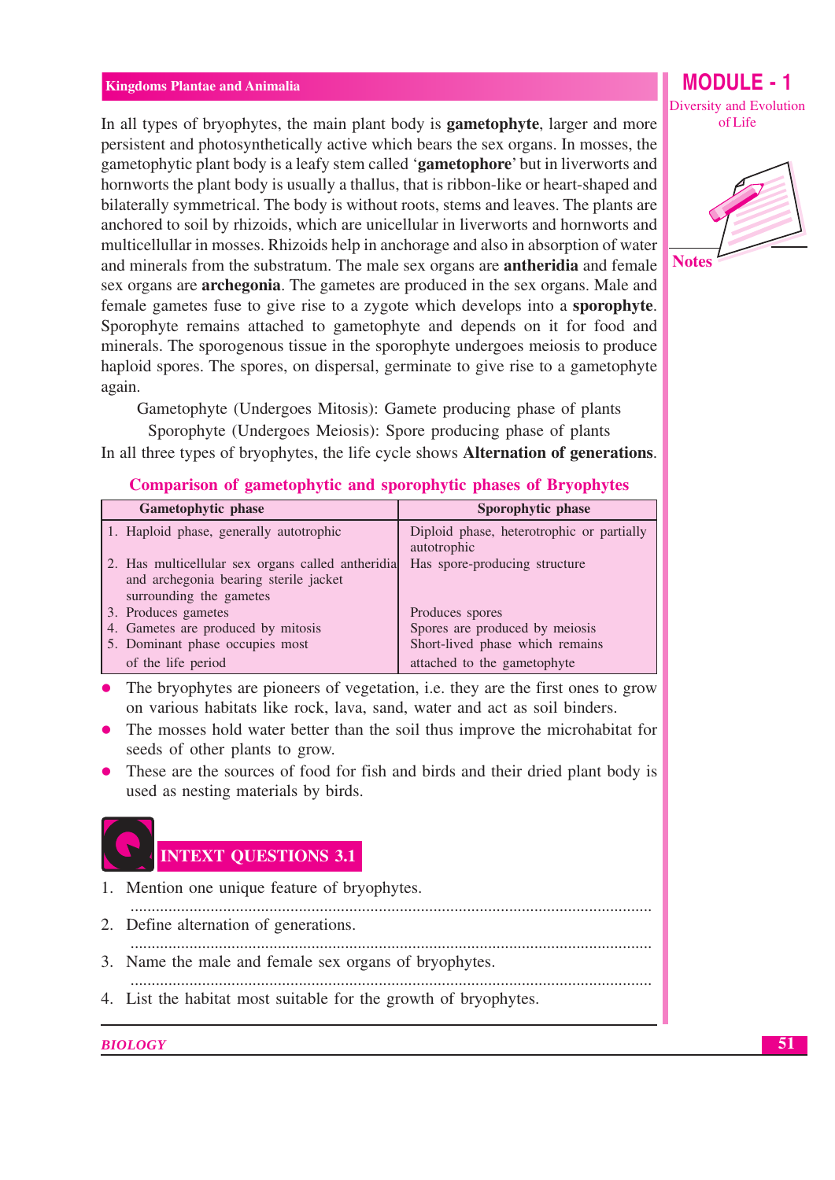In all types of bryophytes, the main plant body is **gametophyte**, larger and more persistent and photosynthetically active which bears the sex organs. In mosses, the gametophytic plant body is a leafy stem called '**gametophore**' but in liverworts and hornworts the plant body is usually a thallus, that is ribbon-like or heart-shaped and bilaterally symmetrical. The body is without roots, stems and leaves. The plants are anchored to soil by rhizoids, which are unicellular in liverworts and hornworts and multicellullar in mosses. Rhizoids help in anchorage and also in absorption of water and minerals from the substratum. The male sex organs are **antheridia** and female sex organs are **archegonia**. The gametes are produced in the sex organs. Male and female gametes fuse to give rise to a zygote which develops into a **sporophyte**. Sporophyte remains attached to gametophyte and depends on it for food and minerals. The sporogenous tissue in the sporophyte undergoes meiosis to produce haploid spores. The spores, on dispersal, germinate to give rise to a gametophyte again.

Gametophyte (Undergoes Mitosis): Gamete producing phase of plants

Sporophyte (Undergoes Meiosis): Spore producing phase of plants

In all three types of bryophytes, the life cycle shows **Alternation of generations**.

## Comparison of gametophytic and sporophytic phases of Bryophytes

| Gametophytic phase | Sporophytic phase |
|---|---|
| 1. Haploid phase, generally autotrophic | Diploid phase, heterotrophic or partially autotrophic |
| 2. Has multicellular sex organs called antheridia and archegonia bearing sterile jacket surrounding the gametes | Has spore-producing structure |
| 3. Produces gametes | Produces spores |
| 4. Gametes are produced by mitosis | Spores are produced by meiosis |
| 5. Dominant phase occupies most of the life period | Short-lived phase which remains attached to the gametophyte |

- The bryophytes are pioneers of vegetation, i.e. they are the first ones to grow on various habitats like rock, lava, sand, water and act as soil binders.
- The mosses hold water better than the soil thus improve the microhabitat for seeds of other plants to grow.
- These are the sources of food for fish and birds and their dried plant body is used as nesting materials by birds.

## INTEXT QUESTIONS 3.1

1. Mention one unique feature of bryophytes.

 ..........................................................................................................................

2. Define alternation of generations.

 ..........................................................................................................................

3. Name the male and female sex organs of bryophytes.

 ..........................................................................................................................

4. List the habitat most suitable for the growth of bryophytes.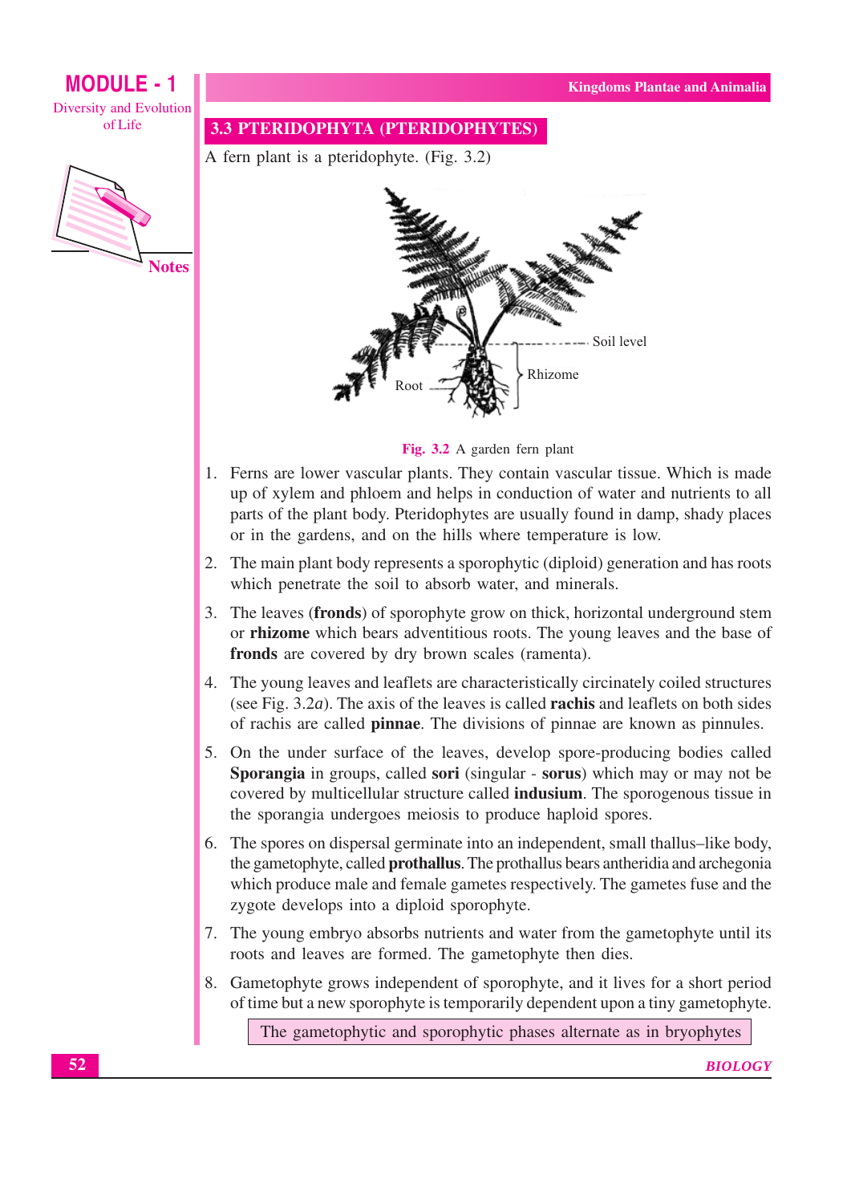## 3.3 PTERIDOPHYTA (PTERIDOPHYTES)

A fern plant is a pteridophyte. (Fig. 3.2)

**Fig. 3.2** A garden fern plant

1. Ferns are lower vascular plants. They contain vascular tissue. Which is made up of xylem and phloem and helps in conduction of water and nutrients to all parts of the plant body. Pteridophytes are usually found in damp, shady places or in the gardens, and on the hills where temperature is low.
2. The main plant body represents a sporophytic (diploid) generation and has roots which penetrate the soil to absorb water, and minerals.
3. The leaves (**fronds**) of sporophyte grow on thick, horizontal underground stem or **rhizome** which bears adventitious roots. The young leaves and the base of **fronds** are covered by dry brown scales (ramenta).
4. The young leaves and leaflets are characteristically circinately coiled structures (see Fig. 3.2*a*). The axis of the leaves is called **rachis** and leaflets on both sides of rachis are called **pinnae**. The divisions of pinnae are known as pinnules.
5. On the under surface of the leaves, develop spore-producing bodies called **Sporangia** in groups, called **sori** (singular - **sorus**) which may or may not be covered by multicellular structure called **indusium**. The sporogenous tissue in the sporangia undergoes meiosis to produce haploid spores.
6. The spores on dispersal germinate into an independent, small thallus–like body, the gametophyte, called **prothallus**. The prothallus bears antheridia and archegonia which produce male and female gametes respectively. The gametes fuse and the zygote develops into a diploid sporophyte.
7. The young embryo absorbs nutrients and water from the gametophyte until its roots and leaves are formed. The gametophyte then dies.
8. Gametophyte grows independent of sporophyte, and it lives for a short period of time but a new sporophyte is temporarily dependent upon a tiny gametophyte.

The gametophytic and sporophytic phases alternate as in bryophytes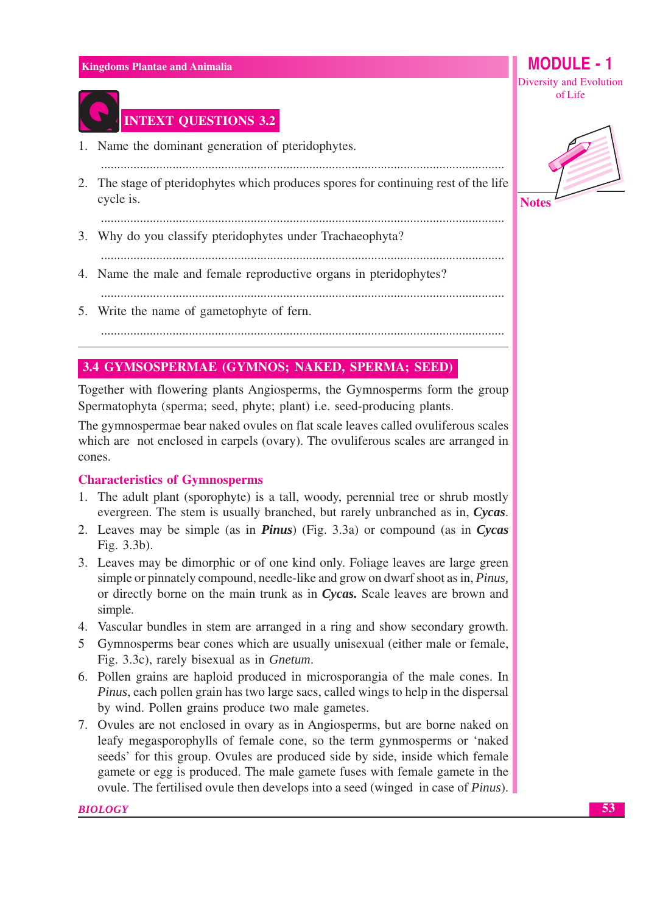## INTEXT QUESTIONS 3.2

1. Name the dominant generation of pteridophytes.

   ..........................................................................................................................

2. The stage of pteridophytes which produces spores for continuing rest of the life cycle is.

   ..........................................................................................................................

3. Why do you classify pteridophytes under Trachaeophyta?

   ..........................................................................................................................

4. Name the male and female reproductive organs in pteridophytes?

   ..........................................................................................................................

5. Write the name of gametophyte of fern.

   ..........................................................................................................................

## 3.4 GYMSOSPERMAE (GYMNOS; NAKED, SPERMA; SEED)

Together with flowering plants Angiosperms, the Gymnosperms form the group Spermatophyta (sperma; seed, phyte; plant) i.e. seed-producing plants.

The gymnospermae bear naked ovules on flat scale leaves called ovuliferous scales which are not enclosed in carpels (ovary). The ovuliferous scales are arranged in cones.

### Characteristics of Gymnosperms

1. The adult plant (sporophyte) is a tall, woody, perennial tree or shrub mostly evergreen. The stem is usually branched, but rarely unbranched as in, ***Cycas***.
2. Leaves may be simple (as in ***Pinus***) (Fig. 3.3a) or compound (as in ***Cycas*** Fig. 3.3b).
3. Leaves may be dimorphic or of one kind only. Foliage leaves are large green simple or pinnately compound, needle-like and grow on dwarf shoot as in, *Pinus,* or directly borne on the main trunk as in ***Cycas.*** Scale leaves are brown and simple.
4. Vascular bundles in stem are arranged in a ring and show secondary growth.
5. Gymnosperms bear cones which are usually unisexual (either male or female, Fig. 3.3c), rarely bisexual as in *Gnetum*.
6. Pollen grains are haploid produced in microsporangia of the male cones. In *Pinus*, each pollen grain has two large sacs, called wings to help in the dispersal by wind. Pollen grains produce two male gametes.
7. Ovules are not enclosed in ovary as in Angiosperms, but are borne naked on leafy megasporophylls of female cone, so the term gynmosperms or 'naked seeds' for this group. Ovules are produced side by side, inside which female gamete or egg is produced. The male gamete fuses with female gamete in the ovule. The fertilised ovule then develops into a seed (winged in case of *Pinus*).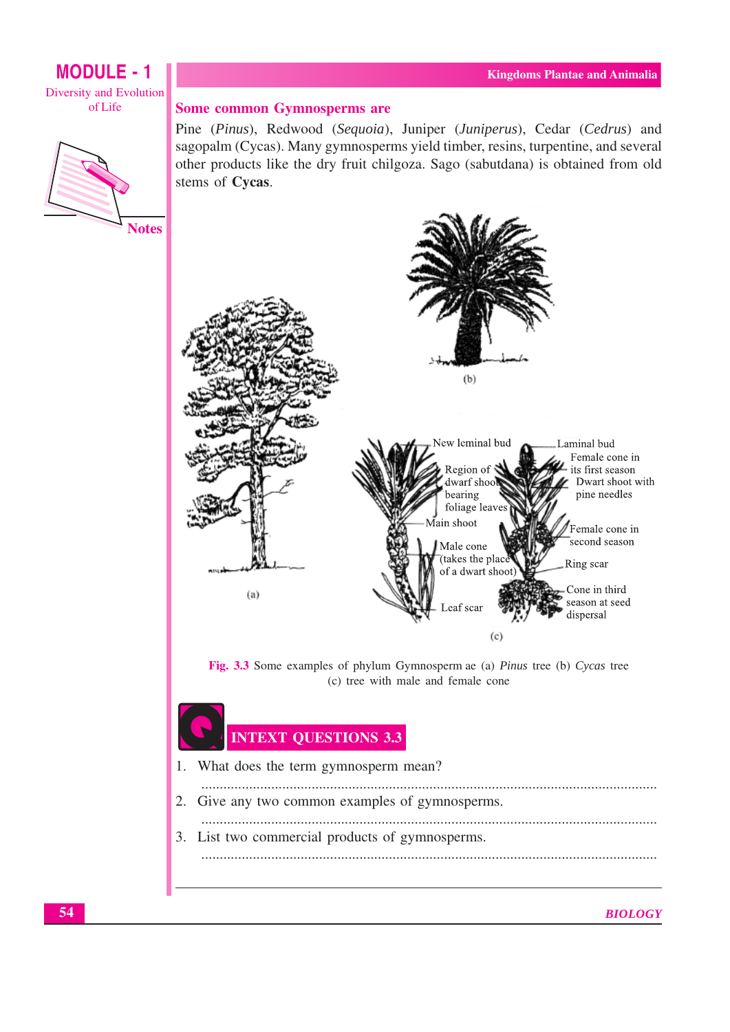### Some common Gymnosperms are

Pine (*Pinus*), Redwood (*Sequoia*), Juniper (*Juniperus*), Cedar (*Cedrus*) and sagopalm (Cycas). Many gymnosperms yield timber, resins, turpentine, and several other products like the dry fruit chilgoza. Sago (sabutdana) is obtained from old stems of **Cycas**.

**Fig. 3.3** Some examples of phylum Gymnosperm ae (a) *Pinus* tree (b) *Cycas* tree (c) tree with male and female cone

## INTEXT QUESTIONS 3.3

1. What does the term gymnosperm mean?

   ..........................................................................................................................

2. Give any two common examples of gymnosperms.

   ..........................................................................................................................

3. List two commercial products of gymnosperms.

   ..........................................................................................................................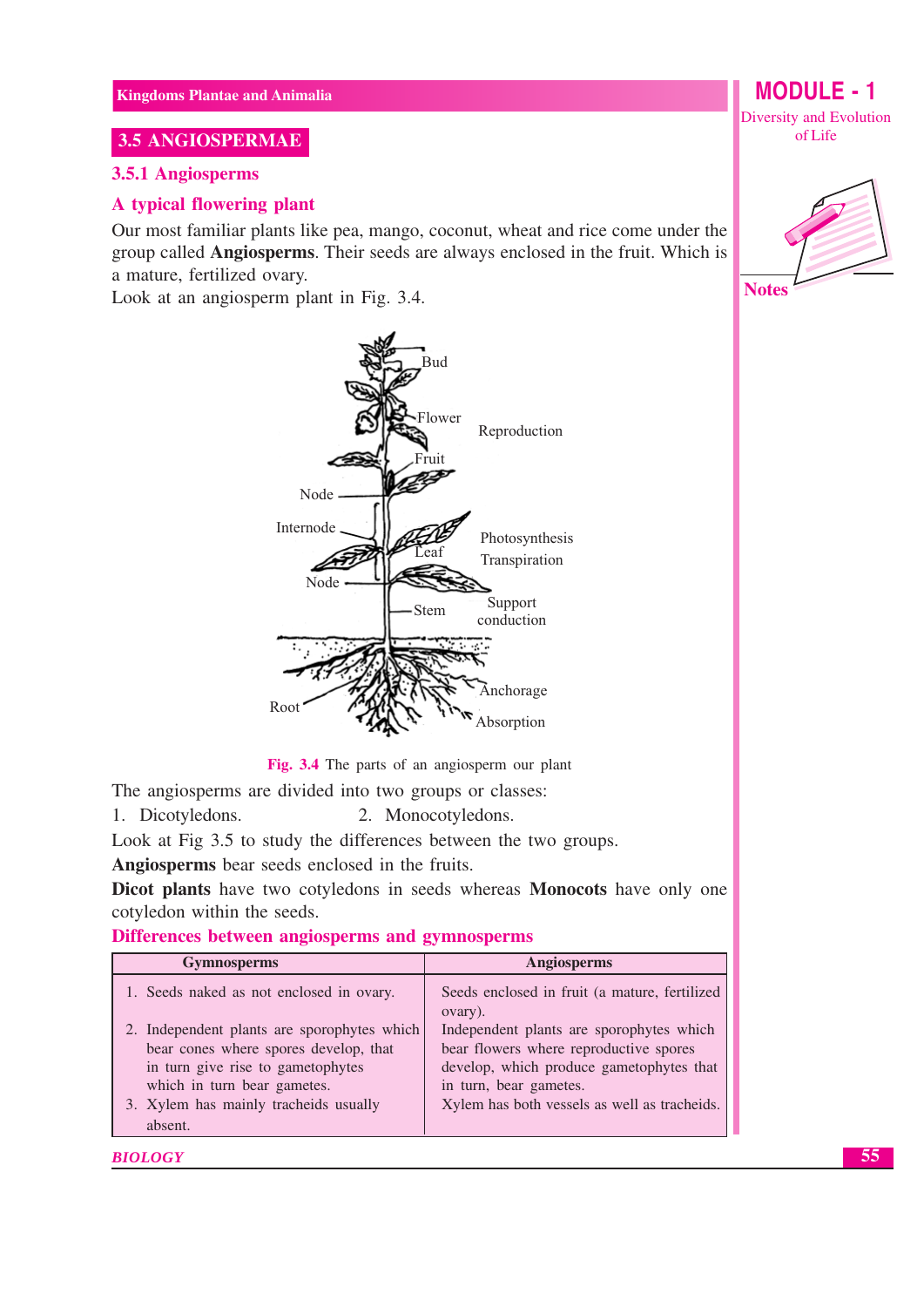## 3.5 ANGIOSPERMAE

### 3.5.1 Angiosperms

### A typical flowering plant

Our most familiar plants like pea, mango, coconut, wheat and rice come under the group called **Angiosperms**. Their seeds are always enclosed in the fruit. Which is a mature, fertilized ovary.

Look at an angiosperm plant in Fig. 3.4.

Fig. 3.4 The parts of an angiosperm our plant

The angiosperms are divided into two groups or classes:

1. Dicotyledons.
2. Monocotyledons.

Look at Fig 3.5 to study the differences between the two groups.

**Angiosperms** bear seeds enclosed in the fruits.

**Dicot plants** have two cotyledons in seeds whereas **Monocots** have only one cotyledon within the seeds.

### Differences between angiosperms and gymnosperms

| Gymnosperms | Angiosperms |
|---|---|
| 1. Seeds naked as not enclosed in ovary. | Seeds enclosed in fruit (a mature, fertilized ovary). |
| 2. Independent plants are sporophytes which bear cones where spores develop, that in turn give rise to gametophytes which in turn bear gametes. | Independent plants are sporophytes which bear flowers where reproductive spores develop, which produce gametophytes that in turn, bear gametes. |
| 3. Xylem has mainly tracheids usually absent. | Xylem has both vessels as well as tracheids. |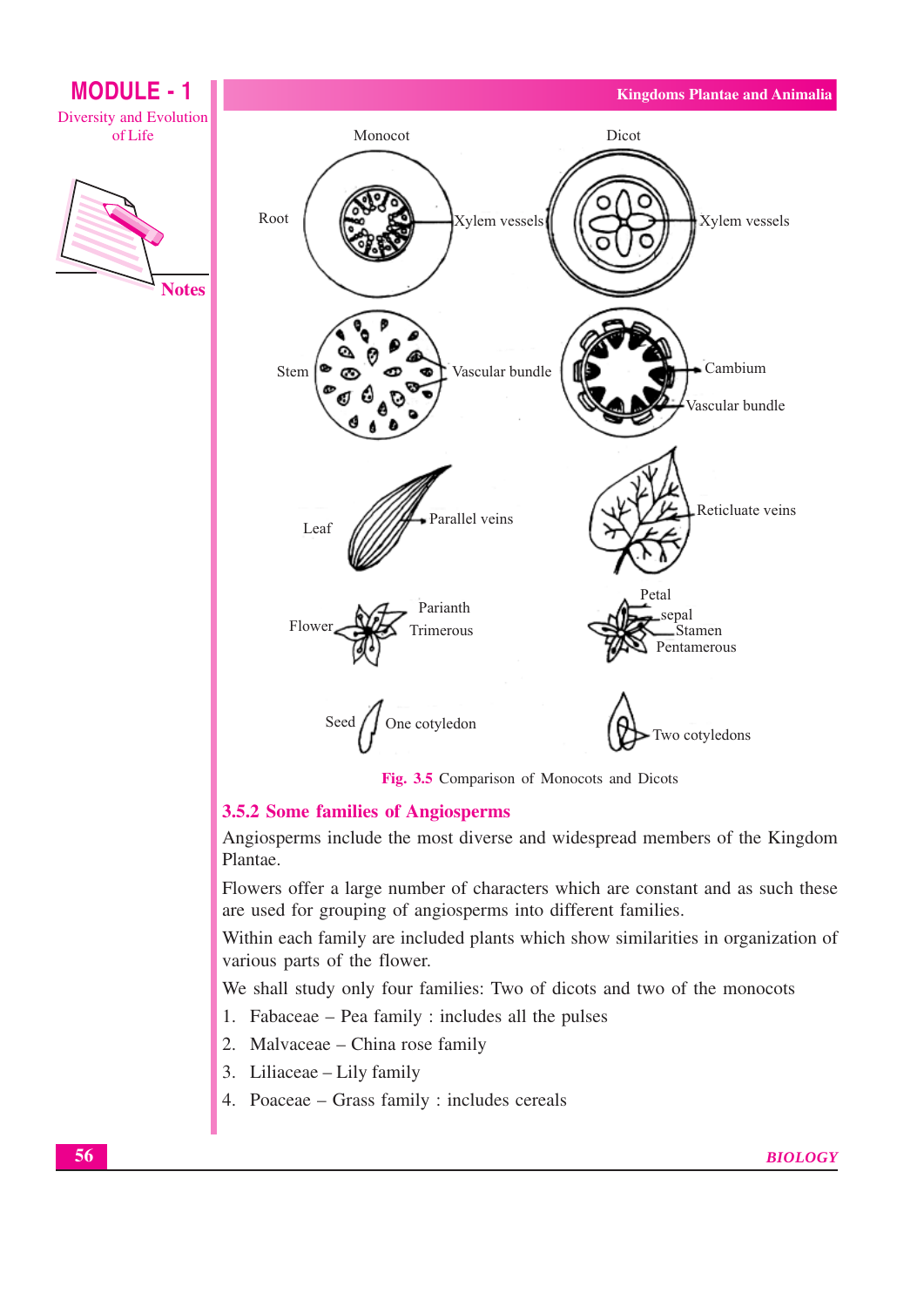Monocot

Dicot

Root — Xylem vessels | Xylem vessels

Stem — Vascular bundle | Cambium, Vascular bundle

Leaf — Parallel veins | Reticulate veins

Flower — Parianth, Trimerous | Petal, sepal, Stamen, Pentamerous

Seed — One cotyledon | Two cotyledons

**Fig. 3.5** Comparison of Monocots and Dicots

### 3.5.2 Some families of Angiosperms

Angiosperms include the most diverse and widespread members of the Kingdom Plantae.

Flowers offer a large number of characters which are constant and as such these are used for grouping of angiosperms into different families.

Within each family are included plants which show similarities in organization of various parts of the flower.

We shall study only four families: Two of dicots and two of the monocots

1. Fabaceae – Pea family : includes all the pulses
2. Malvaceae – China rose family
3. Liliaceae – Lily family
4. Poaceae – Grass family : includes cereals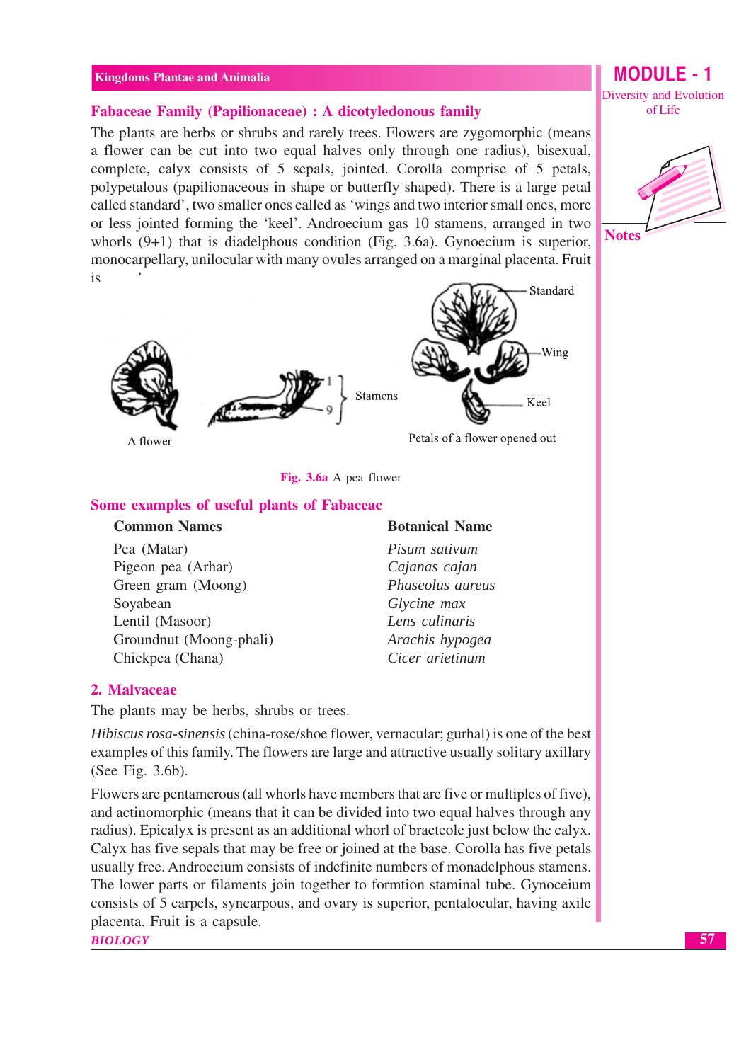## Fabaceae Family (Papilionaceae) : A dicotyledonous family

The plants are herbs or shrubs and rarely trees. Flowers are zygomorphic (means a flower can be cut into two equal halves only through one radius), bisexual, complete, calyx consists of 5 sepals, jointed. Corolla comprise of 5 petals, polypetalous (papilionaceous in shape or butterfly shaped). There is a large petal called standard', two smaller ones called as 'wings and two interior small ones, more or less jointed forming the 'keel'. Androecium gas 10 stamens, arranged in two whorls (9+1) that is diadelphous condition (Fig. 3.6a). Gynoecium is superior, monocarpellary, unilocular with many ovules arranged on a marginal placenta. Fruit is '

A flower

Stamens

Standard

Wing

Keel

Petals of a flower opened out

**Fig. 3.6a** A pea flower

### Some examples of useful plants of Fabaceac

| Common Names | Botanical Name |
|---|---|
| Pea (Matar) | *Pisum sativum* |
| Pigeon pea (Arhar) | *Cajanas cajan* |
| Green gram (Moong) | *Phaseolus aureus* |
| Soyabean | *Glycine max* |
| Lentil (Masoor) | *Lens culinaris* |
| Groundnut (Moong-phali) | *Arachis hypogea* |
| Chickpea (Chana) | *Cicer arietinum* |

## 2. Malvaceae

The plants may be herbs, shrubs or trees.

*Hibiscus rosa-sinensis* (china-rose/shoe flower, vernacular; gurhal) is one of the best examples of this family. The flowers are large and attractive usually solitary axillary (See Fig. 3.6b).

Flowers are pentamerous (all whorls have members that are five or multiples of five), and actinomorphic (means that it can be divided into two equal halves through any radius). Epicalyx is present as an additional whorl of bracteole just below the calyx. Calyx has five sepals that may be free or joined at the base. Corolla has five petals usually free. Androecium consists of indefinite numbers of monadelphous stamens. The lower parts or filaments join together to formtion staminal tube. Gynoceium consists of 5 carpels, syncarpous, and ovary is superior, pentalocular, having axile placenta. Fruit is a capsule.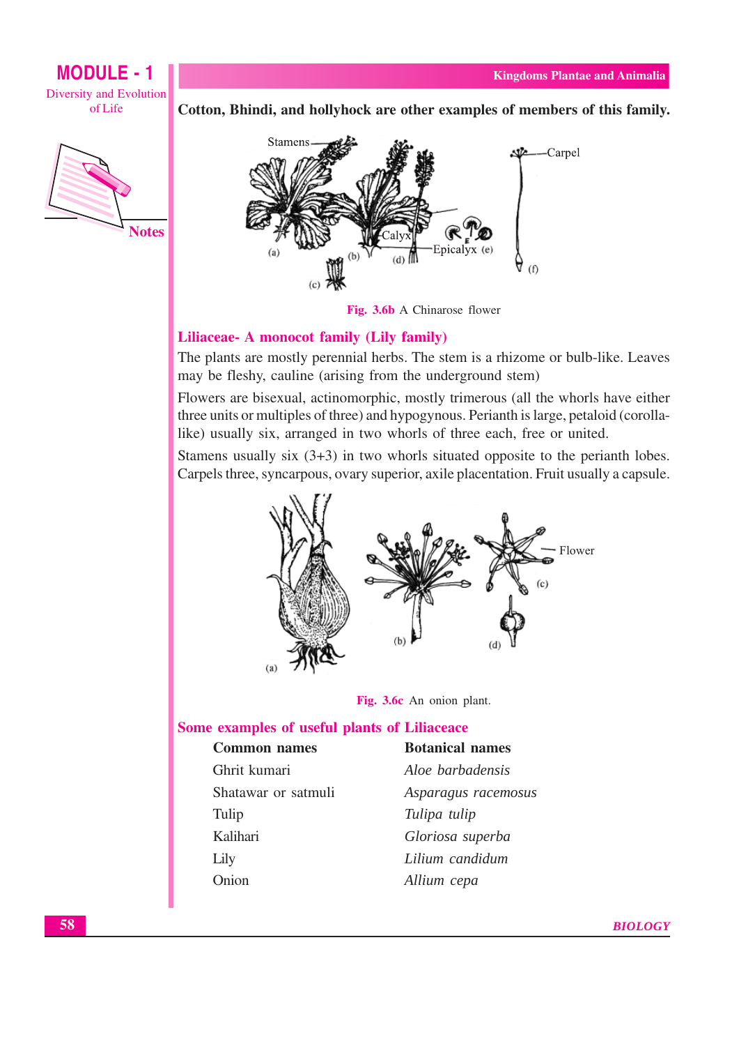Cotton, Bhindi, and hollyhock are other examples of members of this family.

Fig. 3.6b A Chinarose flower

## Liliaceae- A monocot family (Lily family)

The plants are mostly perennial herbs. The stem is a rhizome or bulb-like. Leaves may be fleshy, cauline (arising from the underground stem)

Flowers are bisexual, actinomorphic, mostly trimerous (all the whorls have either three units or multiples of three) and hypogynous. Perianth is large, petaloid (corolla-like) usually six, arranged in two whorls of three each, free or united.

Stamens usually six (3+3) in two whorls situated opposite to the perianth lobes. Carpels three, syncarpous, ovary superior, axile placentation. Fruit usually a capsule.

Fig. 3.6c An onion plant.

## Some examples of useful plants of Liliaceace

| Common names | Botanical names |
|---|---|
| Ghrit kumari | *Aloe barbadensis* |
| Shatawar or satmuli | *Asparagus racemosus* |
| Tulip | *Tulipa tulip* |
| Kalihari | *Gloriosa superba* |
| Lily | *Lilium candidum* |
| Onion | *Allium cepa* |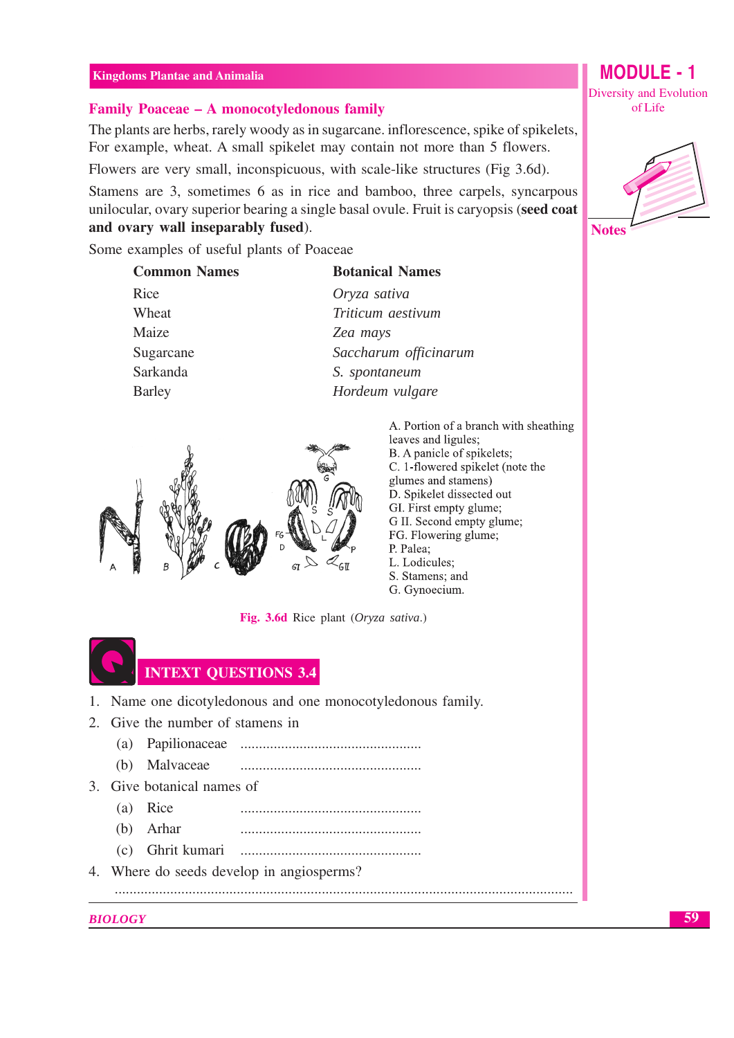### Family Poaceae – A monocotyledonous family

The plants are herbs, rarely woody as in sugarcane. inflorescence, spike of spikelets, For example, wheat. A small spikelet may contain not more than 5 flowers.

Flowers are very small, inconspicuous, with scale-like structures (Fig 3.6d).

Stamens are 3, sometimes 6 as in rice and bamboo, three carpels, syncarpous unilocular, ovary superior bearing a single basal ovule. Fruit is caryopsis (**seed coat and ovary wall inseparably fused**).

Some examples of useful plants of Poaceae

| Common Names | Botanical Names |
|---|---|
| Rice | *Oryza sativa* |
| Wheat | *Triticum aestivum* |
| Maize | *Zea mays* |
| Sugarcane | *Saccharum officinarum* |
| Sarkanda | *S. spontaneum* |
| Barley | *Hordeum vulgare* |

A. Portion of a branch with sheathing leaves and ligules;
B. A panicle of spikelets;
C. 1-flowered spikelet (note the glumes and stamens)
D. Spikelet dissected out
GI. First empty glume;
G II. Second empty glume;
FG. Flowering glume;
P. Palea;
L. Lodicules;
S. Stamens; and
G. Gynoecium.

**Fig. 3.6d** Rice plant (*Oryza sativa*.)

## INTEXT QUESTIONS 3.4

1. Name one dicotyledonous and one monocotyledonous family.
2. Give the number of stamens in
   (a) Papilionaceae ................................................
   (b) Malvaceae ................................................
3. Give botanical names of
   (a) Rice ................................................
   (b) Arhar ................................................
   (c) Ghrit kumari ................................................
4. Where do seeds develop in angiosperms?
   ..........................................................................................................................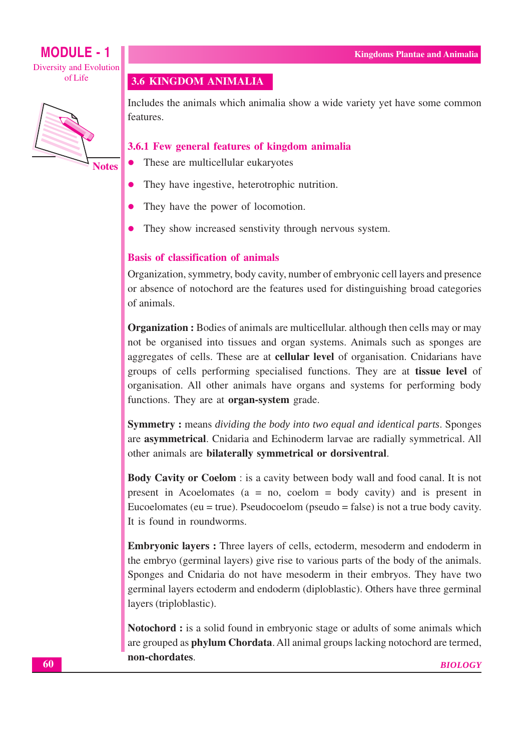## 3.6 KINGDOM ANIMALIA

Includes the animals which animalia show a wide variety yet have some common features.

### 3.6.1 Few general features of kingdom animalia

- These are multicellular eukaryotes
- They have ingestive, heterotrophic nutrition.
- They have the power of locomotion.
- They show increased senstivity through nervous system.

### Basis of classification of animals

Organization, symmetry, body cavity, number of embryonic cell layers and presence or absence of notochord are the features used for distinguishing broad categories of animals.

**Organization :** Bodies of animals are multicellular. although then cells may or may not be organised into tissues and organ systems. Animals such as sponges are aggregates of cells. These are at **cellular level** of organisation. Cnidarians have groups of cells performing specialised functions. They are at **tissue level** of organisation. All other animals have organs and systems for performing body functions. They are at **organ-system** grade.

**Symmetry :** means *dividing the body into two equal and identical parts*. Sponges are **asymmetrical**. Cnidaria and Echinoderm larvae are radially symmetrical. All other animals are **bilaterally symmetrical or dorsiventral**.

**Body Cavity or Coelom** : is a cavity between body wall and food canal. It is not present in Acoelomates (a = no, coelom = body cavity) and is present in Eucoelomates (eu = true). Pseudocoelom (pseudo = false) is not a true body cavity. It is found in roundworms.

**Embryonic layers :** Three layers of cells, ectoderm, mesoderm and endoderm in the embryo (germinal layers) give rise to various parts of the body of the animals. Sponges and Cnidaria do not have mesoderm in their embryos. They have two germinal layers ectoderm and endoderm (diploblastic). Others have three germinal layers (triploblastic).

**Notochord :** is a solid found in embryonic stage or adults of some animals which are grouped as **phylum Chordata**. All animal groups lacking notochord are termed, **non-chordates**.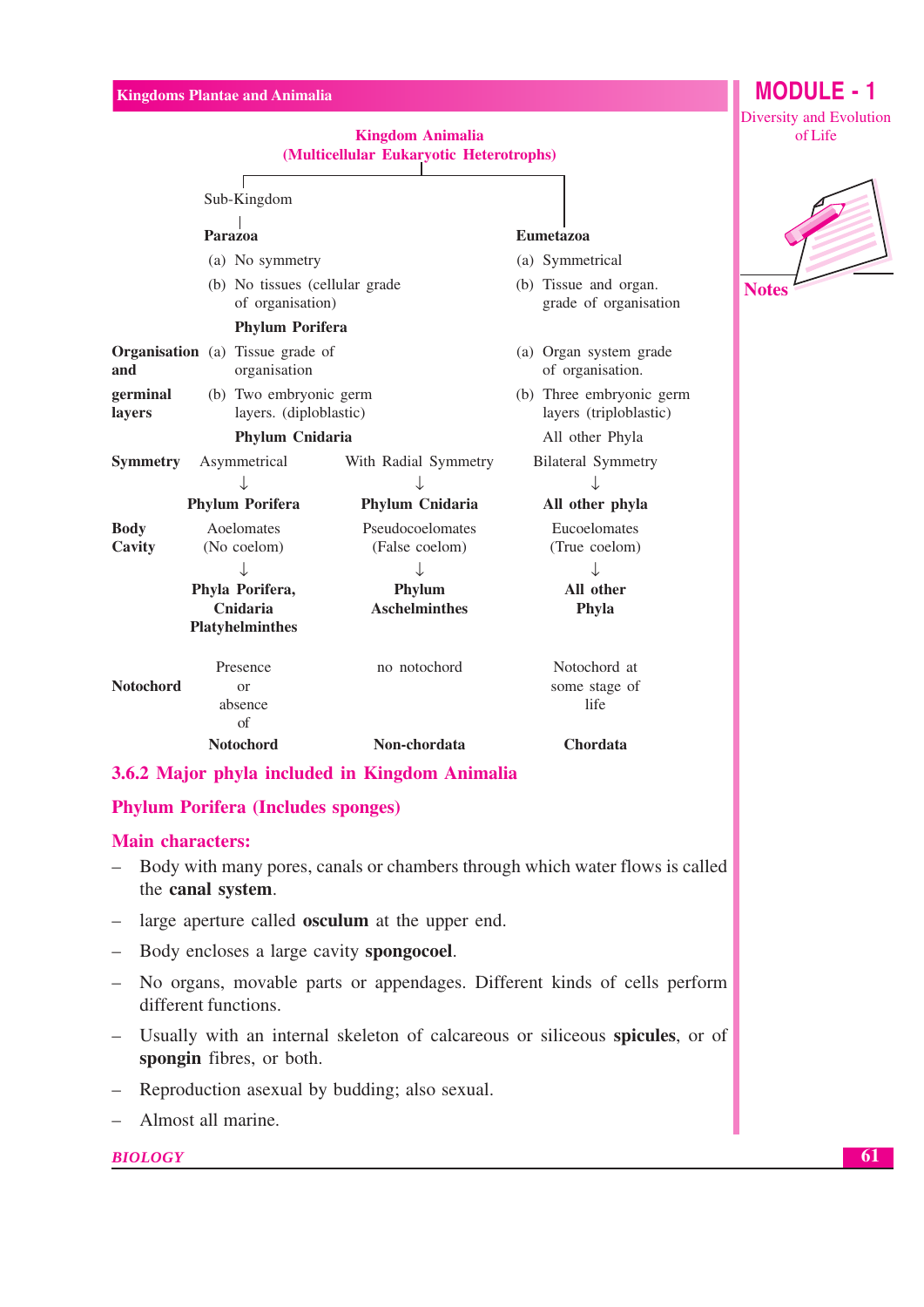**Kingdom Animalia**
**(Multicellular Eukaryotic Heterotrophs)**

Sub-Kingdom

| | **Parazoa** | | **Eumetazoa** |
|---|---|---|---|
| | (a) No symmetry | | (a) Symmetrical |
| | (b) No tissues (cellular grade of organisation) | | (b) Tissue and organ. grade of organisation |
| | **Phylum Porifera** | | |
| **Organisation and germinal layers** | (a) Tissue grade of organisation | | (a) Organ system grade of organisation. |
| | (b) Two embryonic germ layers. (diploblastic) | | (b) Three embryonic germ layers (triploblastic) |
| | **Phylum Cnidaria** | | All other Phyla |
| **Symmetry** | Asymmetrical ↓ **Phylum Porifera** | With Radial Symmetry ↓ **Phylum Cnidaria** | Bilateral Symmetry ↓ **All other phyla** |
| **Body Cavity** | Aoelomates (No coelom) ↓ **Phyla Porifera, Cnidaria Platyhelminthes** | Pseudocoelomates (False coelom) ↓ **Phylum Aschelminthes** | Eucoelomates (True coelom) ↓ **All other Phyla** |
| **Notochord** | Presence or absence of **Notochord** | no notochord **Non-chordata** | Notochord at some stage of life **Chordata** |

### 3.6.2 Major phyla included in Kingdom Animalia

#### Phylum Porifera (Includes sponges)

#### Main characters:

- Body with many pores, canals or chambers through which water flows is called the **canal system**.
- large aperture called **osculum** at the upper end.
- Body encloses a large cavity **spongocoel**.
- No organs, movable parts or appendages. Different kinds of cells perform different functions.
- Usually with an internal skeleton of calcareous or siliceous **spicules**, or of **spongin** fibres, or both.
- Reproduction asexual by budding; also sexual.
- Almost all marine.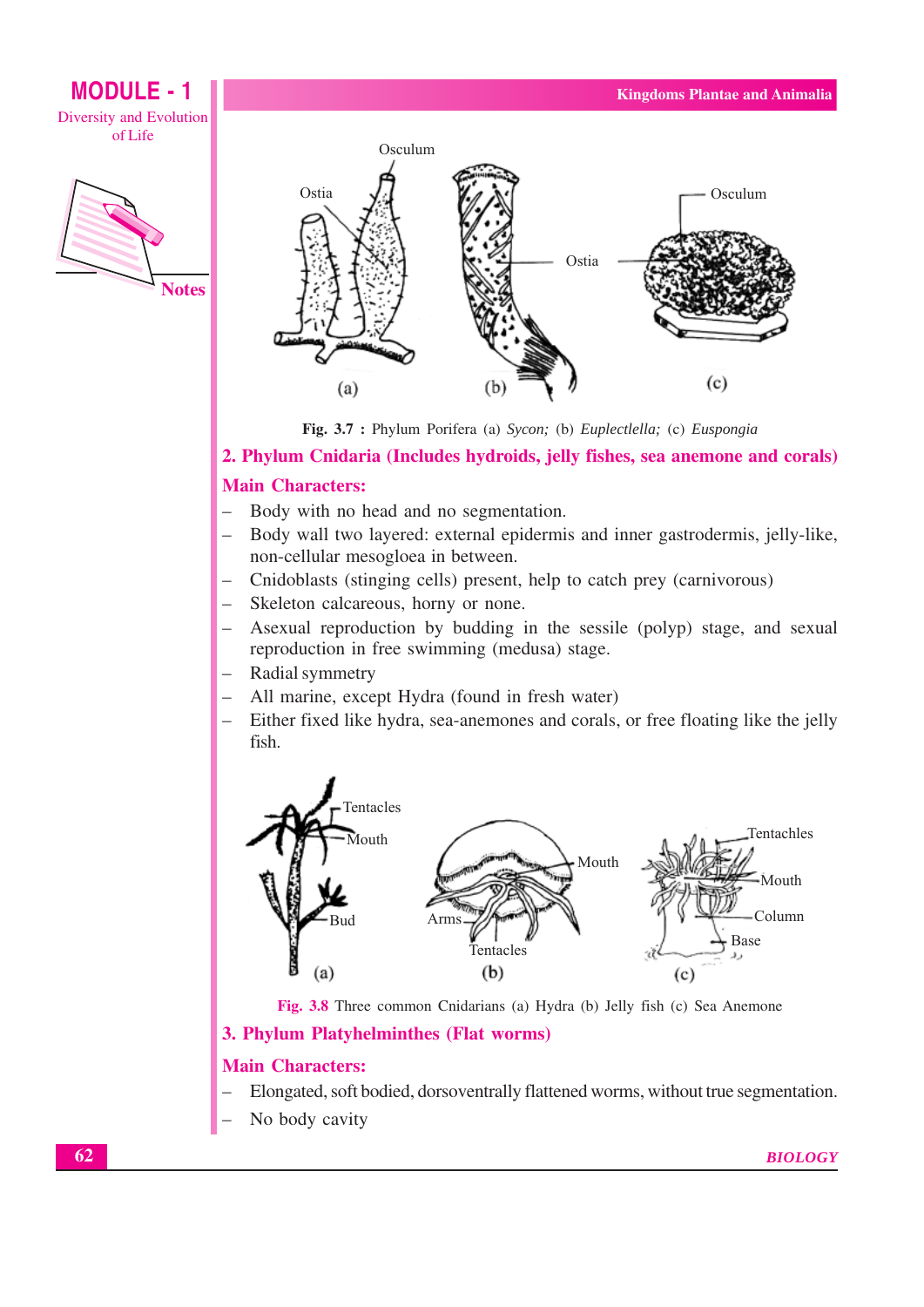Fig. 3.7 : Phylum Porifera (a) *Sycon;* (b) *Euplectlella;* (c) *Euspongia*

## 2. Phylum Cnidaria (Includes hydroids, jelly fishes, sea anemone and corals)

### Main Characters:

- Body with no head and no segmentation.
- Body wall two layered: external epidermis and inner gastrodermis, jelly-like, non-cellular mesogloea in between.
- Cnidoblasts (stinging cells) present, help to catch prey (carnivorous)
- Skeleton calcareous, horny or none.
- Asexual reproduction by budding in the sessile (polyp) stage, and sexual reproduction in free swimming (medusa) stage.
- Radial symmetry
- All marine, except Hydra (found in fresh water)
- Either fixed like hydra, sea-anemones and corals, or free floating like the jelly fish.

Fig. 3.8 Three common Cnidarians (a) Hydra (b) Jelly fish (c) Sea Anemone

## 3. Phylum Platyhelminthes (Flat worms)

### Main Characters:

- Elongated, soft bodied, dorsoventrally flattened worms, without true segmentation.
- No body cavity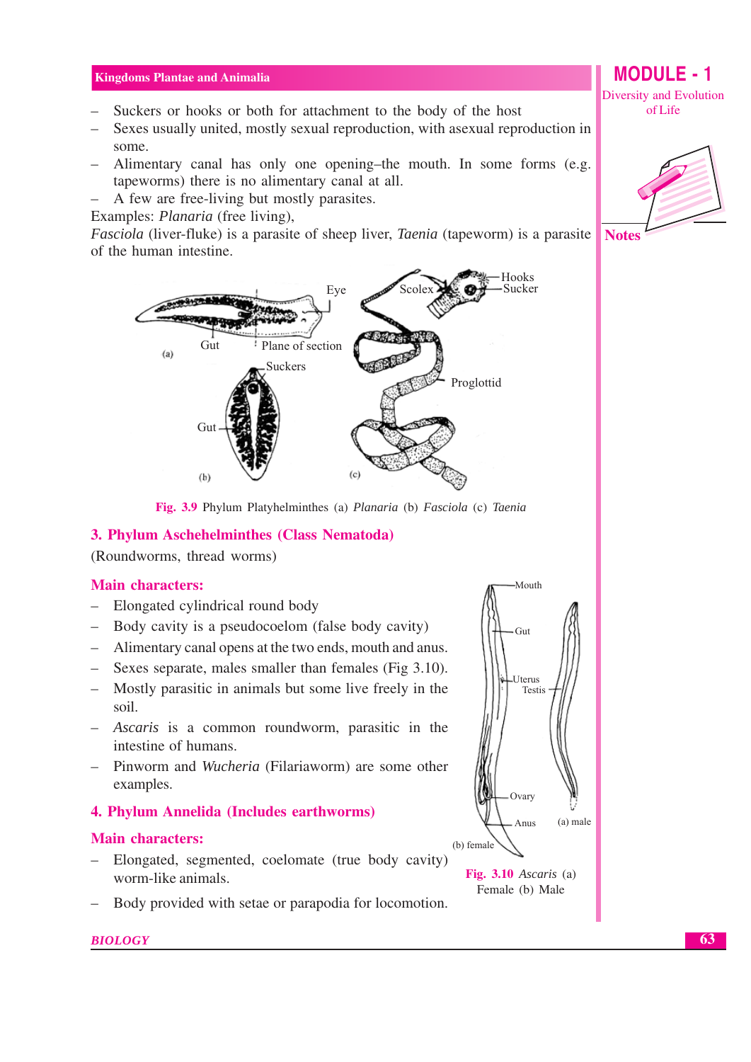– Suckers or hooks or both for attachment to the body of the host
– Sexes usually united, mostly sexual reproduction, with asexual reproduction in some.
– Alimentary canal has only one opening–the mouth. In some forms (e.g. tapeworms) there is no alimentary canal at all.
– A few are free-living but mostly parasites.

Examples: *Planaria* (free living),
*Fasciola* (liver-fluke) is a parasite of sheep liver, *Taenia* (tapeworm) is a parasite of the human intestine.

**Fig. 3.9** Phylum Platyhelminthes (a) *Planaria* (b) *Fasciola* (c) *Taenia*

## 3. Phylum Aschehelminthes (Class Nematoda)

(Roundworms, thread worms)

### Main characters:

– Elongated cylindrical round body
– Body cavity is a pseudocoelom (false body cavity)
– Alimentary canal opens at the two ends, mouth and anus.
– Sexes separate, males smaller than females (Fig 3.10).
– Mostly parasitic in animals but some live freely in the soil.
– *Ascaris* is a common roundworm, parasitic in the intestine of humans.
– Pinworm and *Wucheria* (Filariaworm) are some other examples.

**Fig. 3.10** *Ascaris* (a) Female (b) Male

## 4. Phylum Annelida (Includes earthworms)

### Main characters:

– Elongated, segmented, coelomate (true body cavity) worm-like animals.
– Body provided with setae or parapodia for locomotion.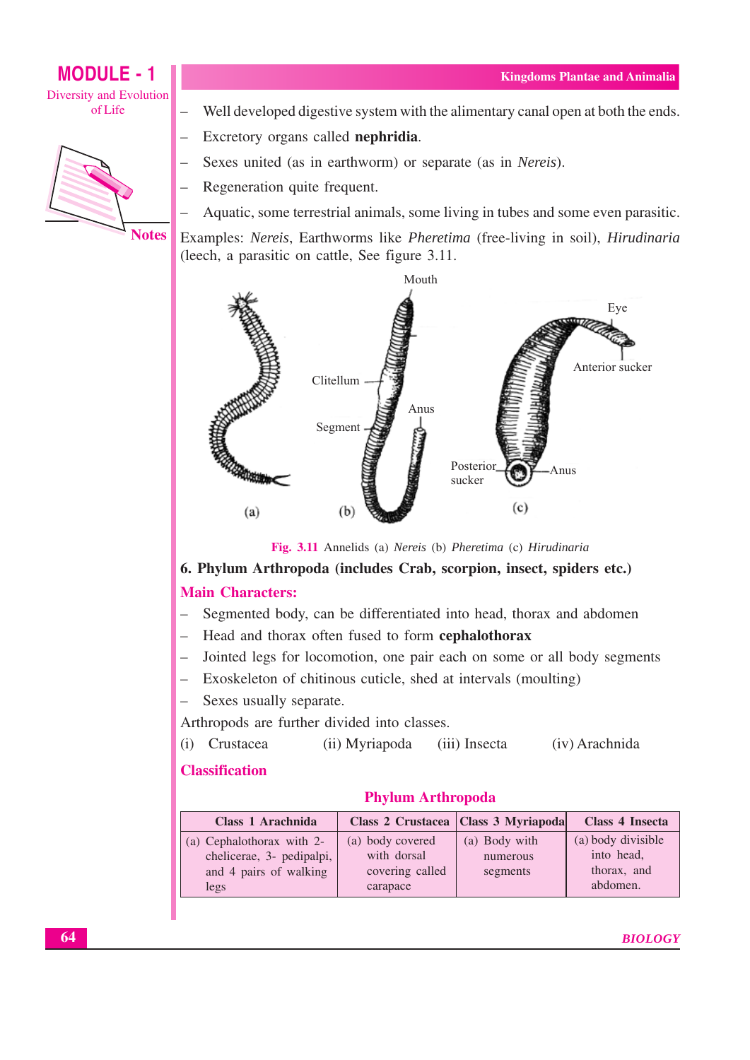- Well developed digestive system with the alimentary canal open at both the ends.
- Excretory organs called **nephridia**.
- Sexes united (as in earthworm) or separate (as in *Nereis*).
- Regeneration quite frequent.
- Aquatic, some terrestrial animals, some living in tubes and some even parasitic.

Examples: *Nereis*, Earthworms like *Pheretima* (free-living in soil), *Hirudinaria* (leech, a parasitic on cattle, See figure 3.11.

Fig. 3.11 Annelids (a) *Nereis* (b) *Pheretima* (c) *Hirudinaria*

**6. Phylum Arthropoda (includes Crab, scorpion, insect, spiders etc.)**

### Main Characters:

- Segmented body, can be differentiated into head, thorax and abdomen
- Head and thorax often fused to form **cephalothorax**
- Jointed legs for locomotion, one pair each on some or all body segments
- Exoskeleton of chitinous cuticle, shed at intervals (moulting)
- Sexes usually separate.

Arthropods are further divided into classes.

(i) Crustacea (ii) Myriapoda (iii) Insecta (iv) Arachnida

### Classification

**Phylum Arthropoda**

| Class 1 Arachnida | Class 2 Crustacea | Class 3 Myriapoda | Class 4 Insecta |
|---|---|---|---|
| (a) Cephalothorax with 2-chelicerae, 3- pedipalpi, and 4 pairs of walking legs | (a) body covered with dorsal covering called carapace | (a) Body with numerous segments | (a) body divisible into head, thorax, and abdomen. |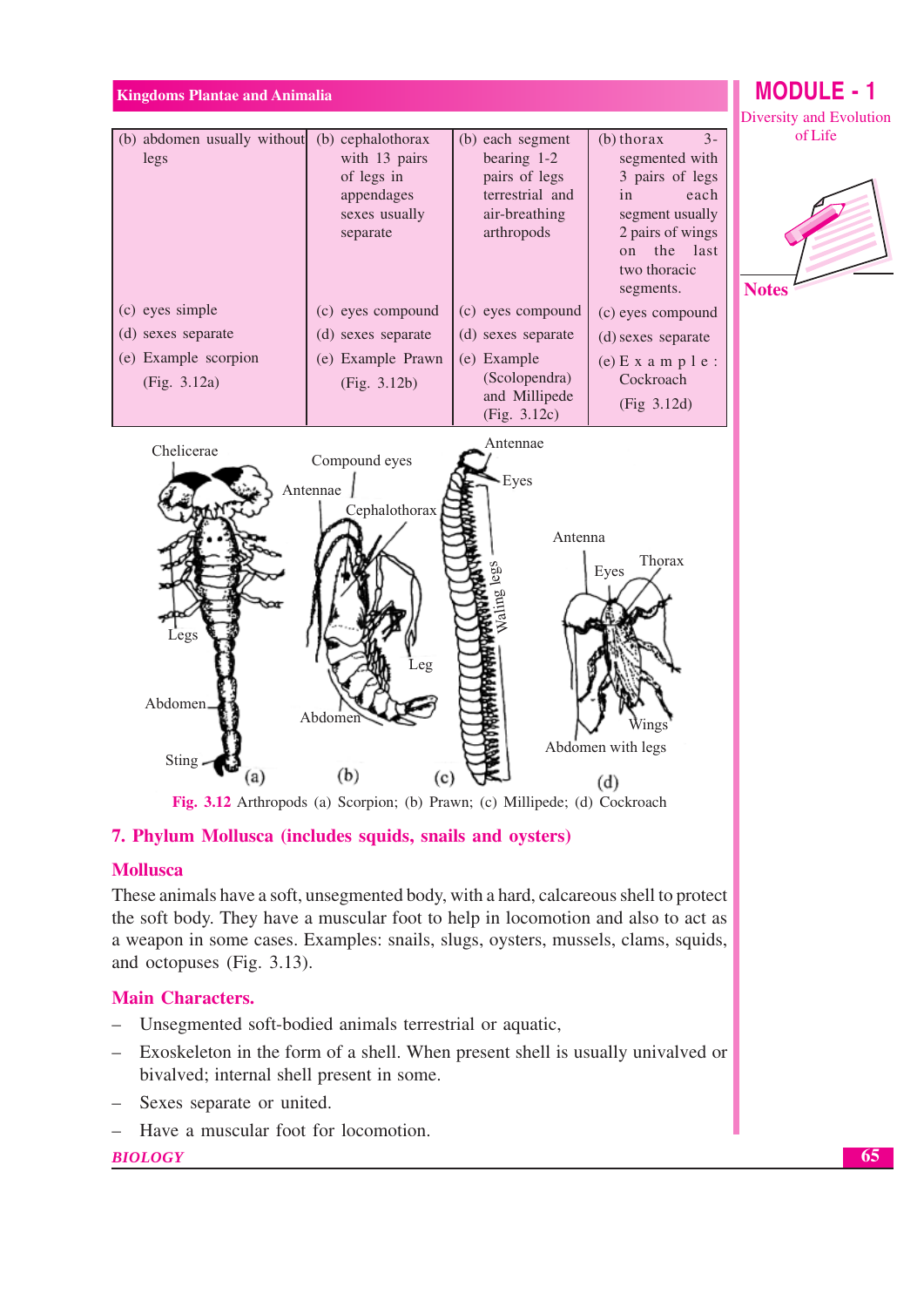| (b) abdomen usually without legs | (b) cephalothorax with 13 pairs of legs in appendages sexes usually separate | (b) each segment bearing 1-2 pairs of legs terrestrial and air-breathing arthropods | (b) thorax 3-segmented with 3 pairs of legs in each segment usually 2 pairs of wings on the last two thoracic segments. |
|---|---|---|---|
| (c) eyes simple | (c) eyes compound | (c) eyes compound | (c) eyes compound |
| (d) sexes separate | (d) sexes separate | (d) sexes separate | (d) sexes separate |
| (e) Example scorpion (Fig. 3.12a) | (e) Example Prawn (Fig. 3.12b) | (e) Example (Scolopendra) and Millipede (Fig. 3.12c) | (e) Example: Cockroach (Fig 3.12d) |

**Fig. 3.12** Arthropods (a) Scorpion; (b) Prawn; (c) Millipede; (d) Cockroach

## 7. Phylum Mollusca (includes squids, snails and oysters)

### Mollusca

These animals have a soft, unsegmented body, with a hard, calcareous shell to protect the soft body. They have a muscular foot to help in locomotion and also to act as a weapon in some cases. Examples: snails, slugs, oysters, mussels, clams, squids, and octopuses (Fig. 3.13).

### Main Characters.

- Unsegmented soft-bodied animals terrestrial or aquatic,
- Exoskeleton in the form of a shell. When present shell is usually univalved or bivalved; internal shell present in some.
- Sexes separate or united.
- Have a muscular foot for locomotion.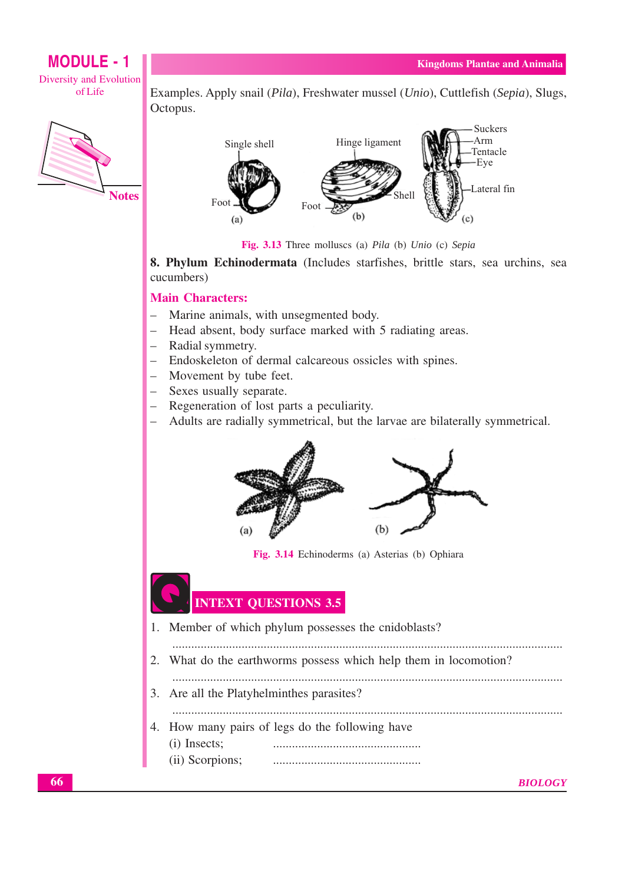Examples. Apply snail (*Pila*), Freshwater mussel (*Unio*), Cuttlefish (*Sepia*), Slugs, Octopus.

**Fig. 3.13** Three molluscs (a) *Pila* (b) *Unio* (c) *Sepia*

**8. Phylum Echinodermata** (Includes starfishes, brittle stars, sea urchins, sea cucumbers)

## Main Characters:

- Marine animals, with unsegmented body.
- Head absent, body surface marked with 5 radiating areas.
- Radial symmetry.
- Endoskeleton of dermal calcareous ossicles with spines.
- Movement by tube feet.
- Sexes usually separate.
- Regeneration of lost parts a peculiarity.
- Adults are radially symmetrical, but the larvae are bilaterally symmetrical.

**Fig. 3.14** Echinoderms (a) Asterias (b) Ophiara

## INTEXT QUESTIONS 3.5

1. Member of which phylum possesses the cnidoblasts?

   ..........................................................................................................................

2. What do the earthworms possess which help them in locomotion?

   ..........................................................................................................................

3. Are all the Platyhelminthes parasites?

   ..........................................................................................................................

4. How many pairs of legs do the following have

   (i) Insects; ...............................................

   (ii) Scorpions; ...............................................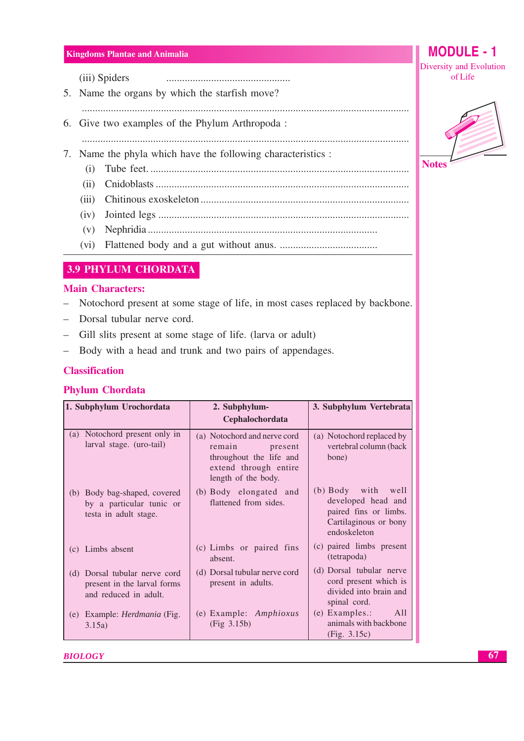(iii) Spiders .................................................

5. Name the organs by which the starfish move?

.......................................................................................................................

6. Give two examples of the Phylum Arthropoda :

.......................................................................................................................

7. Name the phyla which have the following characteristics :
   - (i) Tube feet. ...............................................................................................
   - (ii) Cnidoblasts ..............................................................................................
   - (iii) Chitinous exoskeleton ............................................................................
   - (iv) Jointed legs ..............................................................................................
   - (v) Nephridia ..................................................................................
   - (vi) Flattened body and a gut without anus. .....................................

## 3.9 PHYLUM CHORDATA

### Main Characters:

- Notochord present at some stage of life, in most cases replaced by backbone.
- Dorsal tubular nerve cord.
- Gill slits present at some stage of life. (larva or adult)
- Body with a head and trunk and two pairs of appendages.

### Classification

### Phylum Chordata

| 1. Subphylum Urochordata | 2. Subphylum-Cephalochordata | 3. Subphylum Vertebrata |
|---|---|---|
| (a) Notochord present only in larval stage. (uro-tail) | (a) Notochord and nerve cord remain present throughout the life and extend through entire length of the body. | (a) Notochord replaced by vertebral column (back bone) |
| (b) Body bag-shaped, covered by a particular tunic or testa in adult stage. | (b) Body elongated and flattened from sides. | (b) Body with well developed head and paired fins or limbs. Cartilaginous or bony endoskeleton |
| (c) Limbs absent | (c) Limbs or paired fins absent. | (c) paired limbs present (tetrapoda) |
| (d) Dorsal tubular nerve cord present in the larval forms and reduced in adult. | (d) Dorsal tubular nerve cord present in adults. | (d) Dorsal tubular nerve cord present which is divided into brain and spinal cord. |
| (e) Example: *Herdmania* (Fig. 3.15a) | (e) Example: *Amphioxus* (Fig 3.15b) | (e) Examples.: All animals with backbone (Fig. 3.15c) |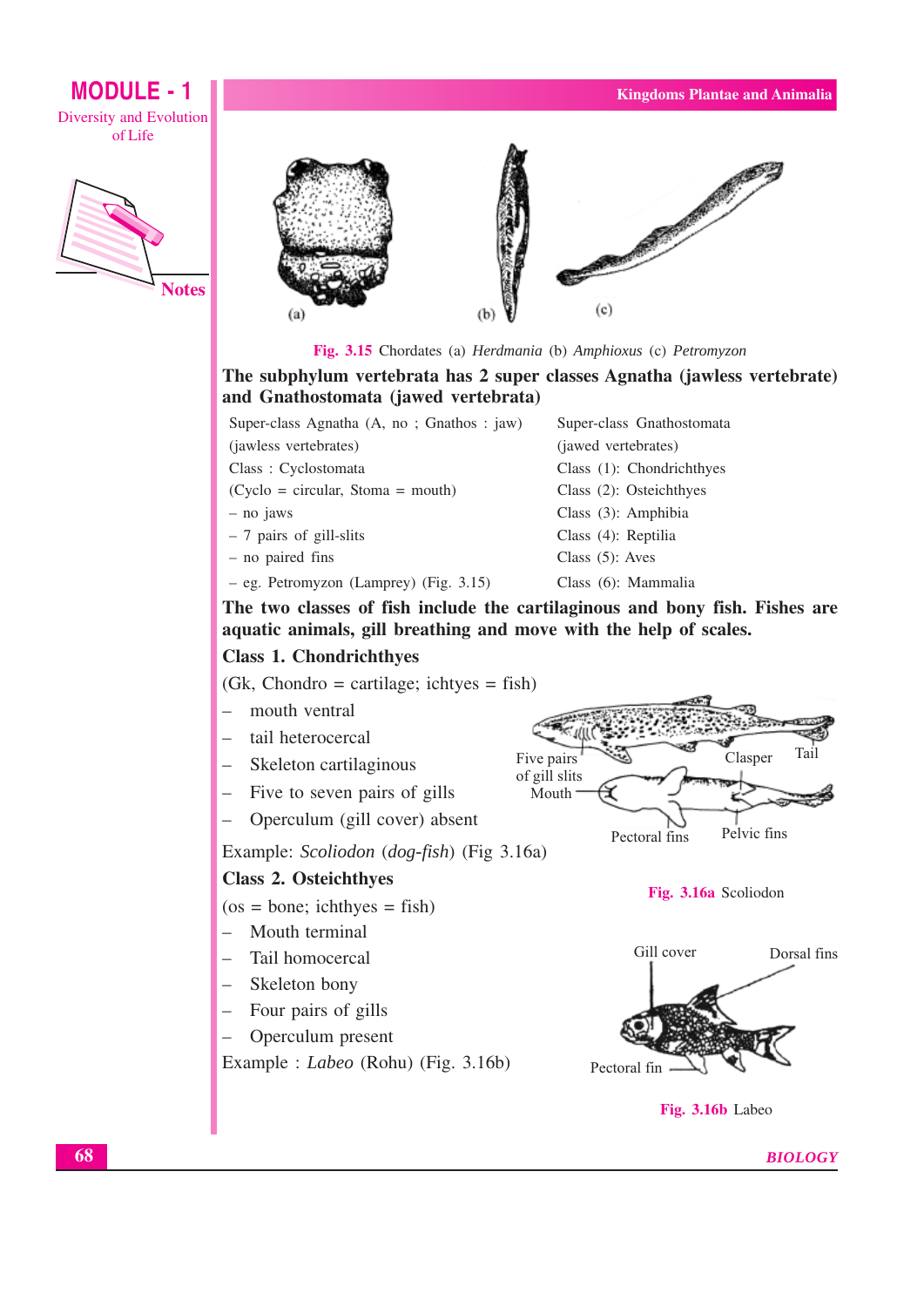Fig. 3.15 Chordates (a) *Herdmania* (b) *Amphioxus* (c) *Petromyzon*

**The subphylum vertebrata has 2 super classes Agnatha (jawless vertebrate) and Gnathostomata (jawed vertebrata)**

| Super-class Agnatha (A, no ; Gnathos : jaw) | Super-class Gnathostomata |
|---|---|
| (jawless vertebrates) | (jawed vertebrates) |
| Class : Cyclostomata | Class (1): Chondrichthyes |
| (Cyclo = circular, Stoma = mouth) | Class (2): Osteichthyes |
| – no jaws | Class (3): Amphibia |
| – 7 pairs of gill-slits | Class (4): Reptilia |
| – no paired fins | Class (5): Aves |
| – eg. Petromyzon (Lamprey) (Fig. 3.15) | Class (6): Mammalia |

**The two classes of fish include the cartilaginous and bony fish. Fishes are aquatic animals, gill breathing and move with the help of scales.**

**Class 1. Chondrichthyes**

(Gk, Chondro = cartilage; ichtyes = fish)

- mouth ventral
- tail heterocercal
- Skeleton cartilaginous
- Five to seven pairs of gills
- Operculum (gill cover) absent

Example: *Scoliodon* (*dog-fish*) (Fig 3.16a)

Fig. 3.16a Scoliodon

**Class 2. Osteichthyes**

(os = bone; ichthyes = fish)

- Mouth terminal
- Tail homocercal
- Skeleton bony
- Four pairs of gills
- Operculum present

Example : *Labeo* (Rohu) (Fig. 3.16b)

Fig. 3.16b Labeo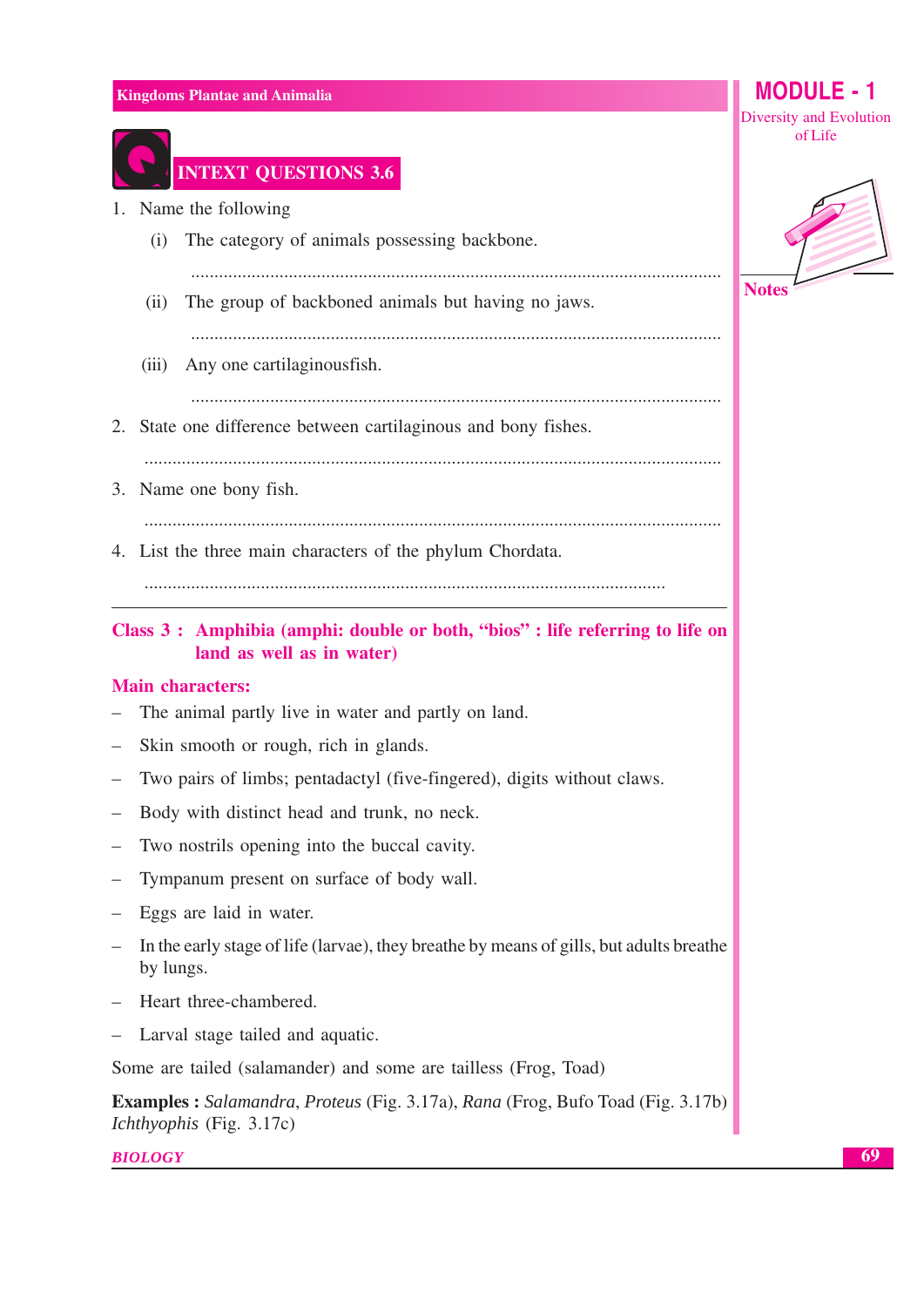## INTEXT QUESTIONS 3.6

1. Name the following
   (i) The category of animals possessing backbone.

   ..............................................................................................................

   (ii) The group of backboned animals but having no jaws.

   ..............................................................................................................

   (iii) Any one cartilaginousfish.

   ..............................................................................................................

2. State one difference between cartilaginous and bony fishes.

   ..............................................................................................................

3. Name one bony fish.

   ..............................................................................................................

4. List the three main characters of the phylum Chordata.

   ..............................................................................................................

---

### Class 3 : Amphibia (amphi: double or both, "bios" : life referring to life on land as well as in water)

**Main characters:**

- The animal partly live in water and partly on land.
- Skin smooth or rough, rich in glands.
- Two pairs of limbs; pentadactyl (five-fingered), digits without claws.
- Body with distinct head and trunk, no neck.
- Two nostrils opening into the buccal cavity.
- Tympanum present on surface of body wall.
- Eggs are laid in water.
- In the early stage of life (larvae), they breathe by means of gills, but adults breathe by lungs.
- Heart three-chambered.
- Larval stage tailed and aquatic.

Some are tailed (salamander) and some are tailless (Frog, Toad)

**Examples :** *Salamandra*, *Proteus* (Fig. 3.17a), *Rana* (Frog, Bufo Toad (Fig. 3.17b) *Ichthyophis* (Fig. 3.17c)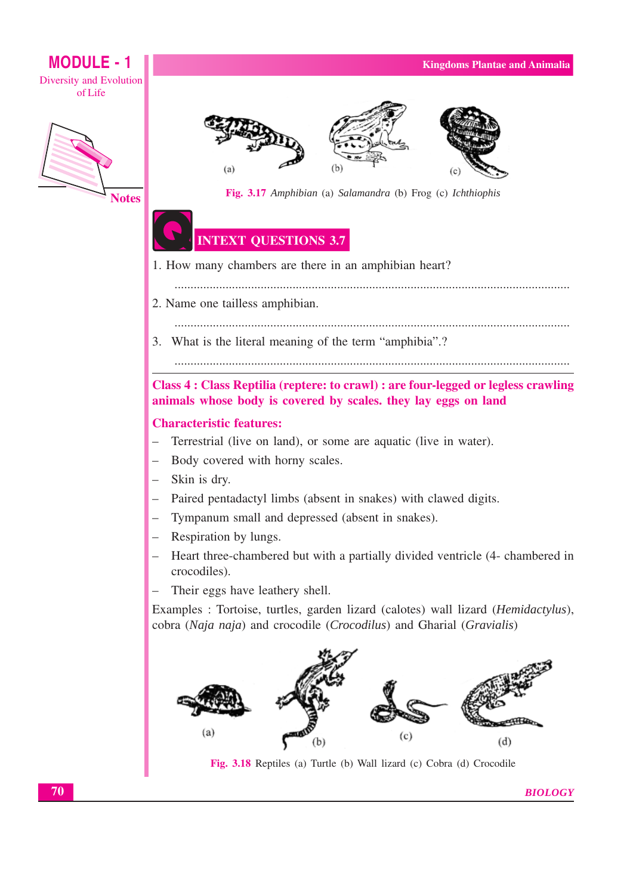Fig. 3.17 *Amphibian* (a) *Salamandra* (b) Frog (c) *Ichthiophis*

## INTEXT QUESTIONS 3.7

1. How many chambers are there in an amphibian heart?

 ..........................................................................................................................

2. Name one tailless amphibian.

 ..........................................................................................................................

3. What is the literal meaning of the term "amphibia".?

 ..........................................................................................................................

## Class 4 : Class Reptilia (reptere: to crawl) : are four-legged or legless crawling animals whose body is covered by scales. they lay eggs on land

### Characteristic features:

- Terrestrial (live on land), or some are aquatic (live in water).
- Body covered with horny scales.
- Skin is dry.
- Paired pentadactyl limbs (absent in snakes) with clawed digits.
- Tympanum small and depressed (absent in snakes).
- Respiration by lungs.
- Heart three-chambered but with a partially divided ventricle (4- chambered in crocodiles).
- Their eggs have leathery shell.

Examples : Tortoise, turtles, garden lizard (calotes) wall lizard (*Hemidactylus*), cobra (*Naja naja*) and crocodile (*Crocodilus*) and Gharial (*Gravialis*)

Fig. 3.18 Reptiles (a) Turtle (b) Wall lizard (c) Cobra (d) Crocodile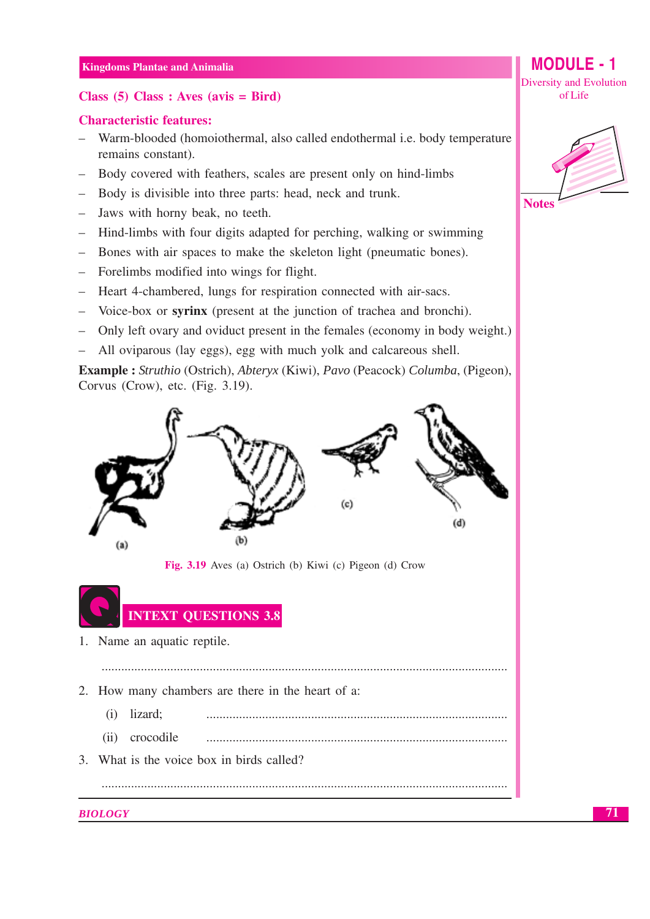### Class (5) Class : Aves (avis = Bird)

**Characteristic features:**

- Warm-blooded (homoiothermal, also called endothermal i.e. body temperature remains constant).
- Body covered with feathers, scales are present only on hind-limbs
- Body is divisible into three parts: head, neck and trunk.
- Jaws with horny beak, no teeth.
- Hind-limbs with four digits adapted for perching, walking or swimming
- Bones with air spaces to make the skeleton light (pneumatic bones).
- Forelimbs modified into wings for flight.
- Heart 4-chambered, lungs for respiration connected with air-sacs.
- Voice-box or **syrinx** (present at the junction of trachea and bronchi).
- Only left ovary and oviduct present in the females (economy in body weight.)
- All oviparous (lay eggs), egg with much yolk and calcareous shell.

**Example :** *Struthio* (Ostrich), *Abteryx* (Kiwi), *Pavo* (Peacock) *Columba*, (Pigeon), Corvus (Crow), etc. (Fig. 3.19).

Fig. 3.19 Aves (a) Ostrich (b) Kiwi (c) Pigeon (d) Crow

## INTEXT QUESTIONS 3.8

1. Name an aquatic reptile.

 ..........................................................................................................................

2. How many chambers are there in the heart of a:

 (i) lizard; ..........................................................................................

 (ii) crocodile ..........................................................................................

3. What is the voice box in birds called?

 ..........................................................................................................................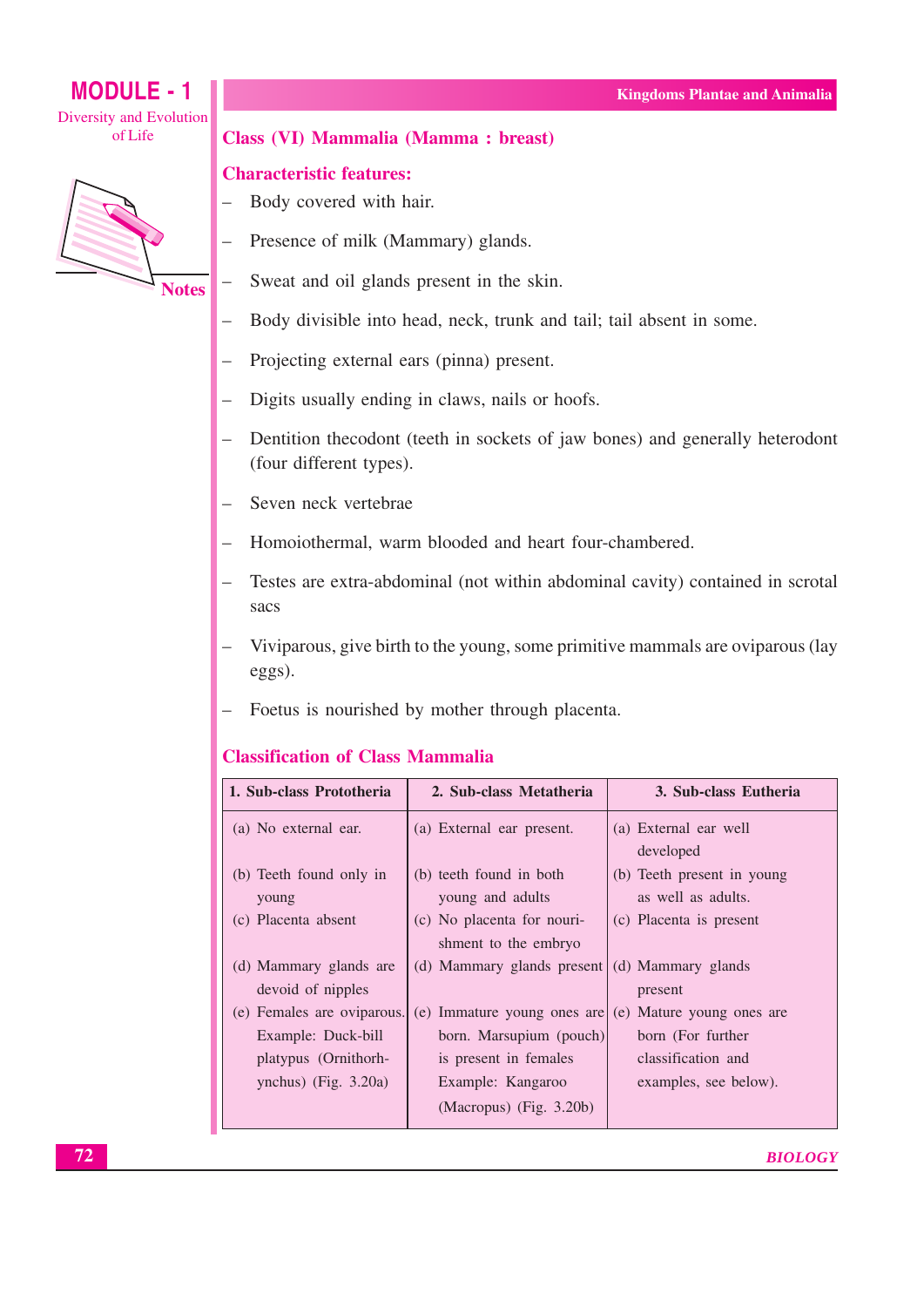## Class (VI) Mammalia (Mamma : breast)

### Characteristic features:

- Body covered with hair.
- Presence of milk (Mammary) glands.
- Sweat and oil glands present in the skin.
- Body divisible into head, neck, trunk and tail; tail absent in some.
- Projecting external ears (pinna) present.
- Digits usually ending in claws, nails or hoofs.
- Dentition thecodont (teeth in sockets of jaw bones) and generally heterodont (four different types).
- Seven neck vertebrae
- Homoiothermal, warm blooded and heart four-chambered.
- Testes are extra-abdominal (not within abdominal cavity) contained in scrotal sacs
- Viviparous, give birth to the young, some primitive mammals are oviparous (lay eggs).
- Foetus is nourished by mother through placenta.

### Classification of Class Mammalia

| 1. Sub-class Prototheria | 2. Sub-class Metatheria | 3. Sub-class Eutheria |
|---|---|---|
| (a) No external ear. | (a) External ear present. | (a) External ear well developed |
| (b) Teeth found only in young | (b) teeth found in both young and adults | (b) Teeth present in young as well as adults. |
| (c) Placenta absent | (c) No placenta for nourishment to the embryo | (c) Placenta is present |
| (d) Mammary glands are devoid of nipples | (d) Mammary glands present | (d) Mammary glands present |
| (e) Females are oviparous. Example: Duck-bill platypus (Ornithorhynchus) (Fig. 3.20a) | (e) Immature young ones are born. Marsupium (pouch) is present in females Example: Kangaroo (Macropus) (Fig. 3.20b) | (e) Mature young ones are born (For further classification and examples, see below). |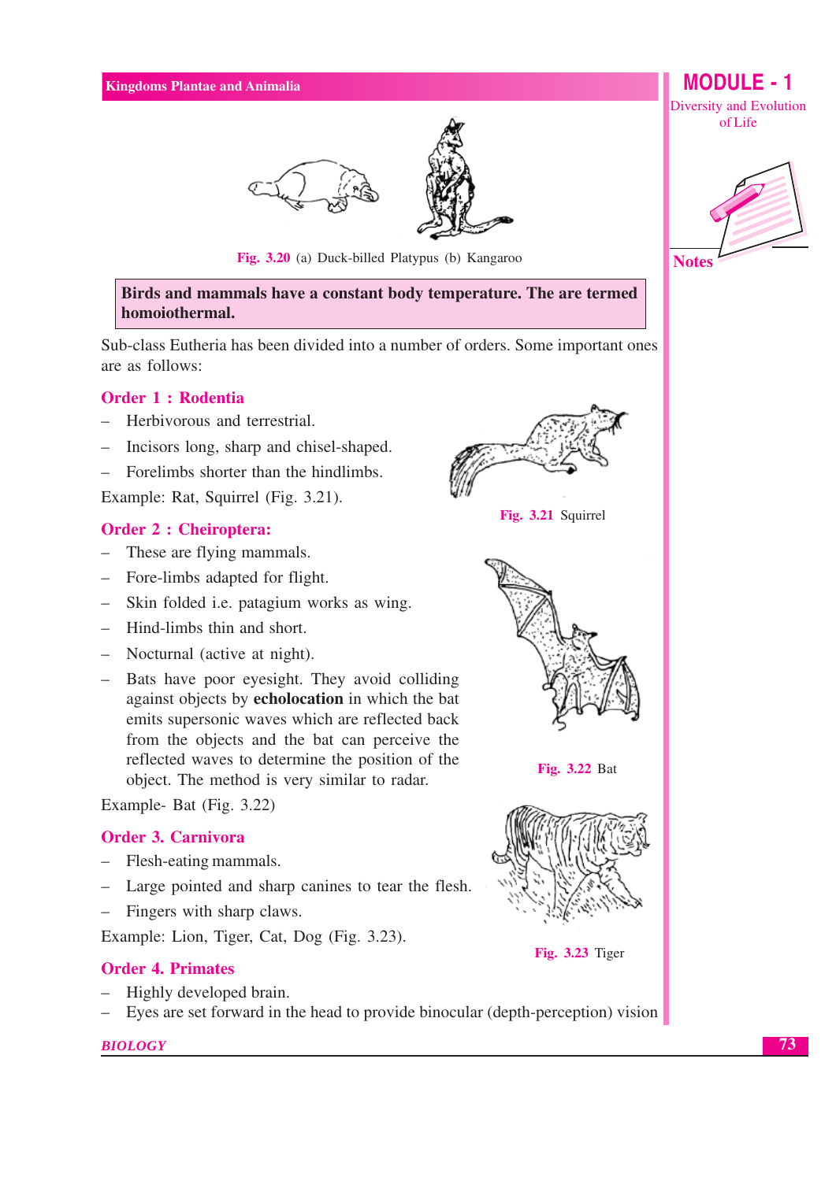Fig. 3.20 (a) Duck-billed Platypus (b) Kangaroo

**Birds and mammals have a constant body temperature. The are termed homoiothermal.**

Sub-class Eutheria has been divided into a number of orders. Some important ones are as follows:

## Order 1 : Rodentia

- Herbivorous and terrestrial.
- Incisors long, sharp and chisel-shaped.
- Forelimbs shorter than the hindlimbs.

Example: Rat, Squirrel (Fig. 3.21).

Fig. 3.21 Squirrel

## Order 2 : Cheiroptera:

- These are flying mammals.
- Fore-limbs adapted for flight.
- Skin folded i.e. patagium works as wing.
- Hind-limbs thin and short.
- Nocturnal (active at night).
- Bats have poor eyesight. They avoid colliding against objects by **echolocation** in which the bat emits supersonic waves which are reflected back from the objects and the bat can perceive the reflected waves to determine the position of the object. The method is very similar to radar.

Example- Bat (Fig. 3.22)

Fig. 3.22 Bat

## Order 3. Carnivora

- Flesh-eating mammals.
- Large pointed and sharp canines to tear the flesh.
- Fingers with sharp claws.

Example: Lion, Tiger, Cat, Dog (Fig. 3.23).

Fig. 3.23 Tiger

## Order 4. Primates

- Highly developed brain.
- Eyes are set forward in the head to provide binocular (depth-perception) vision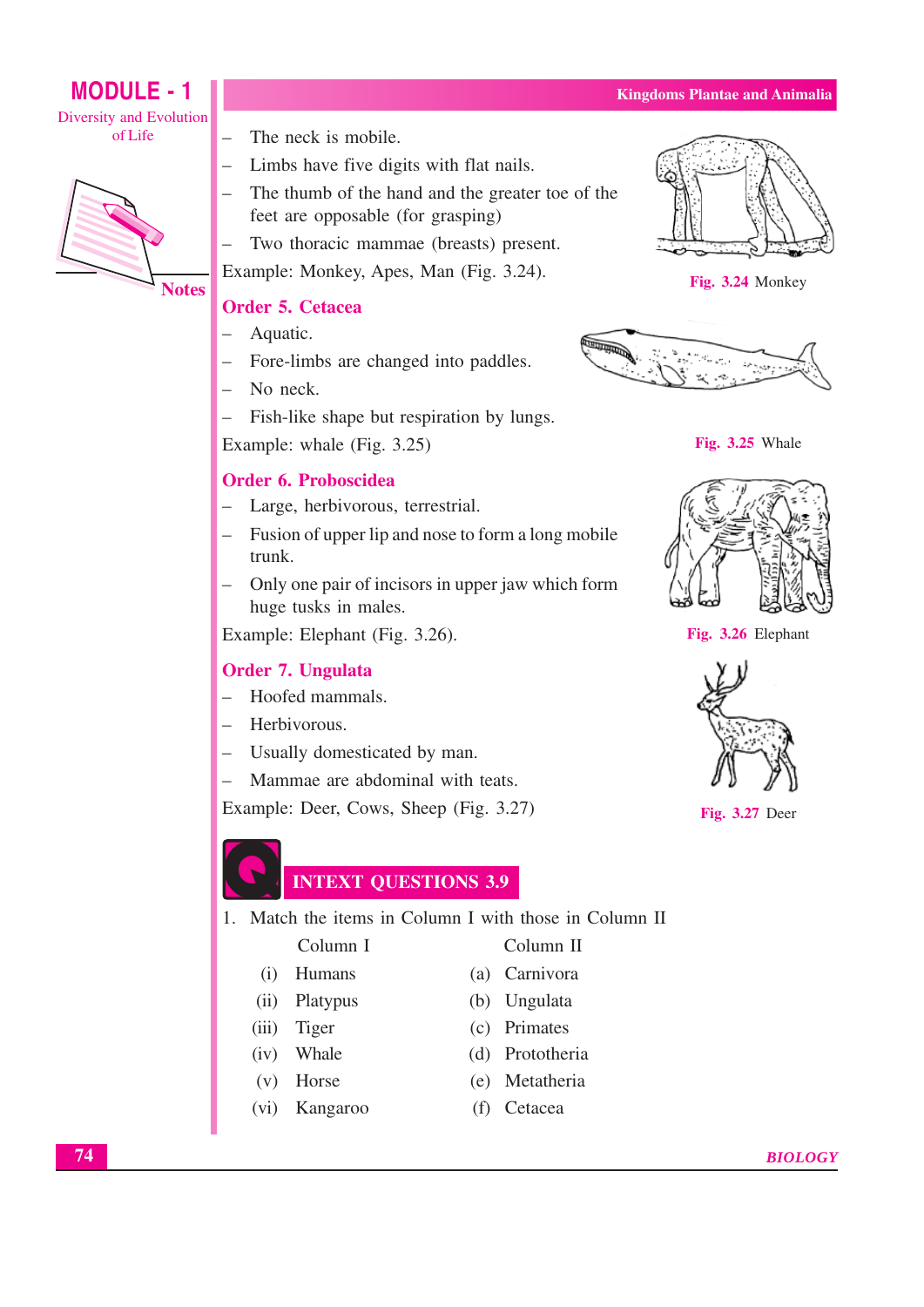- The neck is mobile.
- Limbs have five digits with flat nails.
- The thumb of the hand and the greater toe of the feet are opposable (for grasping)
- Two thoracic mammae (breasts) present.

Example: Monkey, Apes, Man (Fig. 3.24).

**Fig. 3.24** Monkey

### Order 5. Cetacea

- Aquatic.
- Fore-limbs are changed into paddles.
- No neck.
- Fish-like shape but respiration by lungs.

Example: whale (Fig. 3.25)

**Fig. 3.25** Whale

### Order 6. Proboscidea

- Large, herbivorous, terrestrial.
- Fusion of upper lip and nose to form a long mobile trunk.
- Only one pair of incisors in upper jaw which form huge tusks in males.

Example: Elephant (Fig. 3.26).

**Fig. 3.26** Elephant

### Order 7. Ungulata

- Hoofed mammals.
- Herbivorous.
- Usually domesticated by man.
- Mammae are abdominal with teats.

Example: Deer, Cows, Sheep (Fig. 3.27)

**Fig. 3.27** Deer

## INTEXT QUESTIONS 3.9

1. Match the items in Column I with those in Column II

| Column I | Column II |
|---|---|
| (i) Humans | (a) Carnivora |
| (ii) Platypus | (b) Ungulata |
| (iii) Tiger | (c) Primates |
| (iv) Whale | (d) Prototheria |
| (v) Horse | (e) Metatheria |
| (vi) Kangaroo | (f) Cetacea |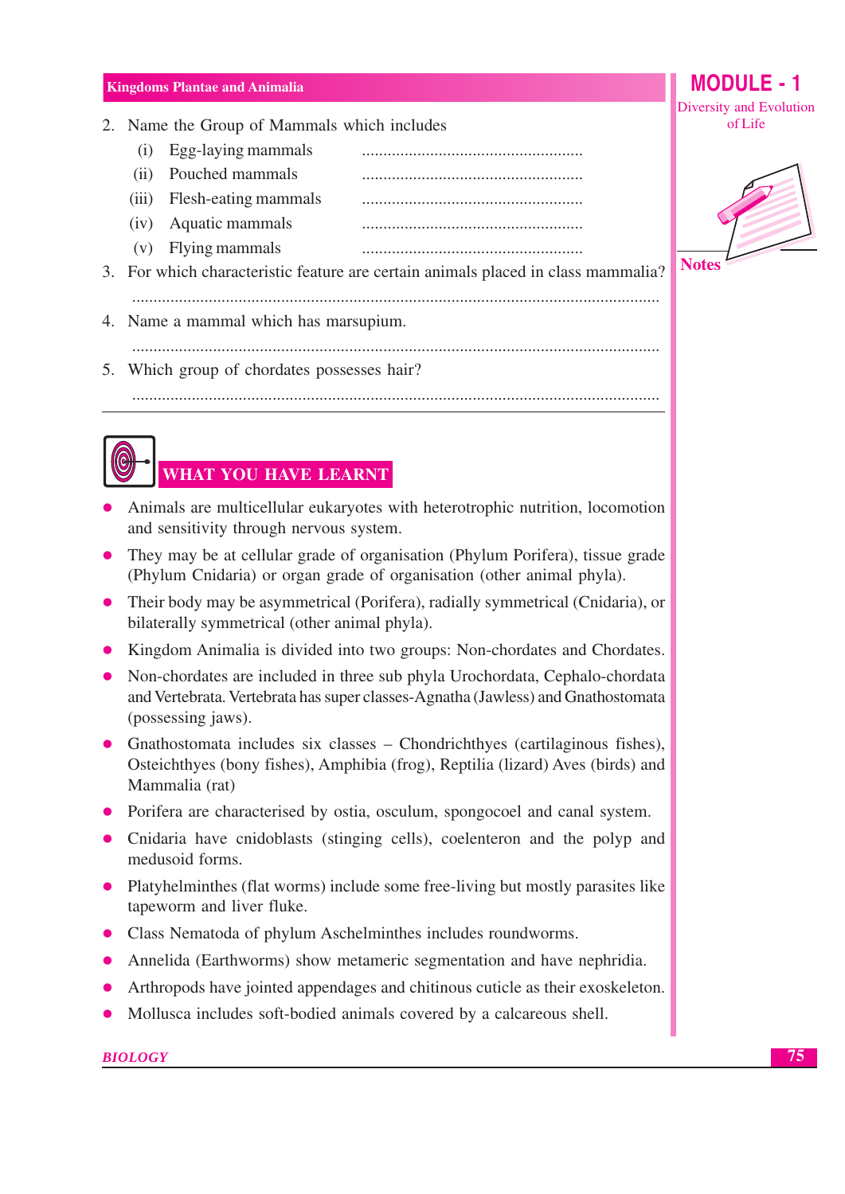2. Name the Group of Mammals which includes
   (i) Egg-laying mammals ....................................................
   (ii) Pouched mammals ....................................................
   (iii) Flesh-eating mammals ....................................................
   (iv) Aquatic mammals ....................................................
   (v) Flying mammals ....................................................
3. For which characteristic feature are certain animals placed in class mammalia?
   ..........................................................................................................................
4. Name a mammal which has marsupium.
   ..........................................................................................................................
5. Which group of chordates possesses hair?
   ..........................................................................................................................

## WHAT YOU HAVE LEARNT

- Animals are multicellular eukaryotes with heterotrophic nutrition, locomotion and sensitivity through nervous system.
- They may be at cellular grade of organisation (Phylum Porifera), tissue grade (Phylum Cnidaria) or organ grade of organisation (other animal phyla).
- Their body may be asymmetrical (Porifera), radially symmetrical (Cnidaria), or bilaterally symmetrical (other animal phyla).
- Kingdom Animalia is divided into two groups: Non-chordates and Chordates.
- Non-chordates are included in three sub phyla Urochordata, Cephalo-chordata and Vertebrata. Vertebrata has super classes-Agnatha (Jawless) and Gnathostomata (possessing jaws).
- Gnathostomata includes six classes – Chondrichthyes (cartilaginous fishes), Osteichthyes (bony fishes), Amphibia (frog), Reptilia (lizard) Aves (birds) and Mammalia (rat)
- Porifera are characterised by ostia, osculum, spongocoel and canal system.
- Cnidaria have cnidoblasts (stinging cells), coelenteron and the polyp and medusoid forms.
- Platyhelminthes (flat worms) include some free-living but mostly parasites like tapeworm and liver fluke.
- Class Nematoda of phylum Aschelminthes includes roundworms.
- Annelida (Earthworms) show metameric segmentation and have nephridia.
- Arthropods have jointed appendages and chitinous cuticle as their exoskeleton.
- Mollusca includes soft-bodied animals covered by a calcareous shell.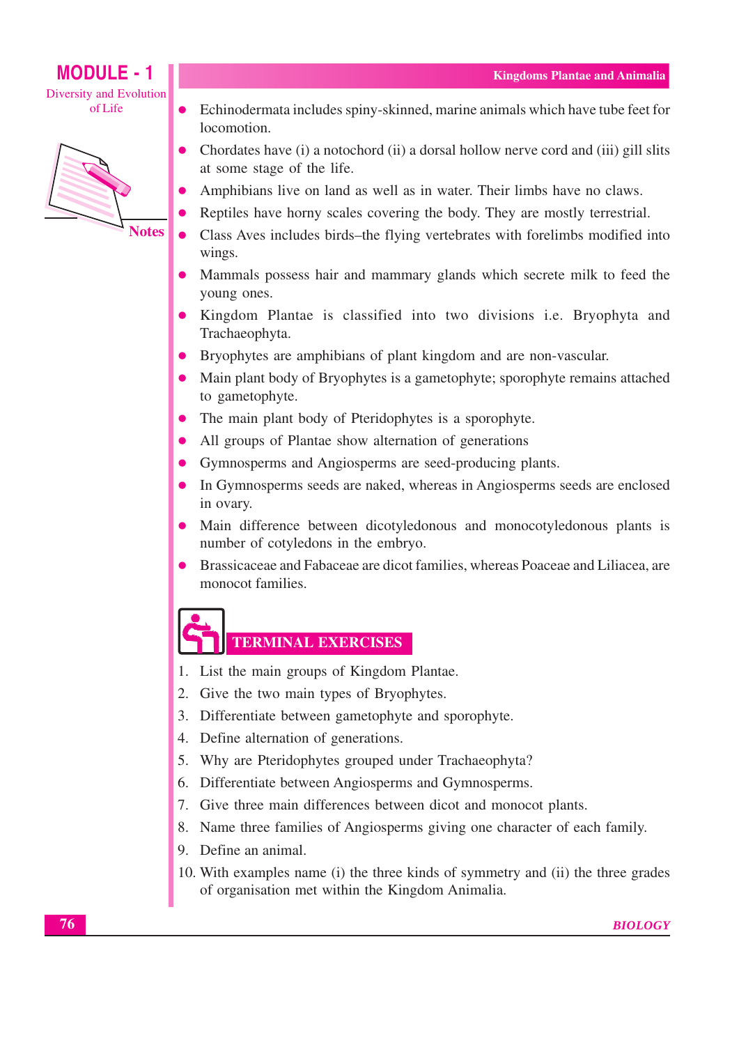- Echinodermata includes spiny-skinned, marine animals which have tube feet for locomotion.
- Chordates have (i) a notochord (ii) a dorsal hollow nerve cord and (iii) gill slits at some stage of the life.
- Amphibians live on land as well as in water. Their limbs have no claws.
- Reptiles have horny scales covering the body. They are mostly terrestrial.
- Class Aves includes birds–the flying vertebrates with forelimbs modified into wings.
- Mammals possess hair and mammary glands which secrete milk to feed the young ones.
- Kingdom Plantae is classified into two divisions i.e. Bryophyta and Trachaeophyta.
- Bryophytes are amphibians of plant kingdom and are non-vascular.
- Main plant body of Bryophytes is a gametophyte; sporophyte remains attached to gametophyte.
- The main plant body of Pteridophytes is a sporophyte.
- All groups of Plantae show alternation of generations
- Gymnosperms and Angiosperms are seed-producing plants.
- In Gymnosperms seeds are naked, whereas in Angiosperms seeds are enclosed in ovary.
- Main difference between dicotyledonous and monocotyledonous plants is number of cotyledons in the embryo.
- Brassicaceae and Fabaceae are dicot families, whereas Poaceae and Liliacea, are monocot families.

## TERMINAL EXERCISES

1. List the main groups of Kingdom Plantae.
2. Give the two main types of Bryophytes.
3. Differentiate between gametophyte and sporophyte.
4. Define alternation of generations.
5. Why are Pteridophytes grouped under Trachaeophyta?
6. Differentiate between Angiosperms and Gymnosperms.
7. Give three main differences between dicot and monocot plants.
8. Name three families of Angiosperms giving one character of each family.
9. Define an animal.
10. With examples name (i) the three kinds of symmetry and (ii) the three grades of organisation met within the Kingdom Animalia.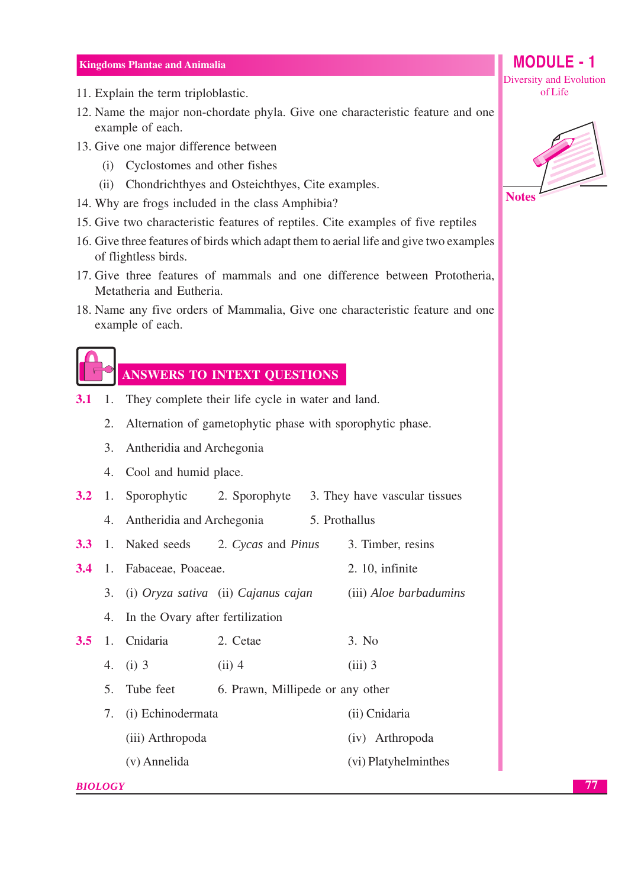11. Explain the term triploblastic.
12. Name the major non-chordate phyla. Give one characteristic feature and one example of each.
13. Give one major difference between
    (i) Cyclostomes and other fishes
    (ii) Chondrichthyes and Osteichthyes, Cite examples.
14. Why are frogs included in the class Amphibia?
15. Give two characteristic features of reptiles. Cite examples of five reptiles
16. Give three features of birds which adapt them to aerial life and give two examples of flightless birds.
17. Give three features of mammals and one difference between Prototheria, Metatheria and Eutheria.
18. Name any five orders of Mammalia, Give one characteristic feature and one example of each.

## ANSWERS TO INTEXT QUESTIONS

**3.1**
1. They complete their life cycle in water and land.
2. Alternation of gametophytic phase with sporophytic phase.
3. Antheridia and Archegonia
4. Cool and humid place.

**3.2**
1. Sporophytic  2. Sporophyte  3. They have vascular tissues
4. Antheridia and Archegonia  5. Prothallus

**3.3**
1. Naked seeds  2. *Cycas* and *Pinus*  3. Timber, resins

**3.4**
1. Fabaceae, Poaceae.  2. 10, infinite
3. (i) *Oryza sativa*  (ii) *Cajanus cajan*  (iii) *Aloe barbadumins*
4. In the Ovary after fertilization

**3.5**
1. Cnidaria  2. Cetae  3. No
4. (i) 3  (ii) 4  (iii) 3
5. Tube feet  6. Prawn, Millipede or any other
7. (i) Echinodermata  (ii) Cnidaria
   (iii) Arthropoda  (iv) Arthropoda
   (v) Annelida  (vi) Platyhelminthes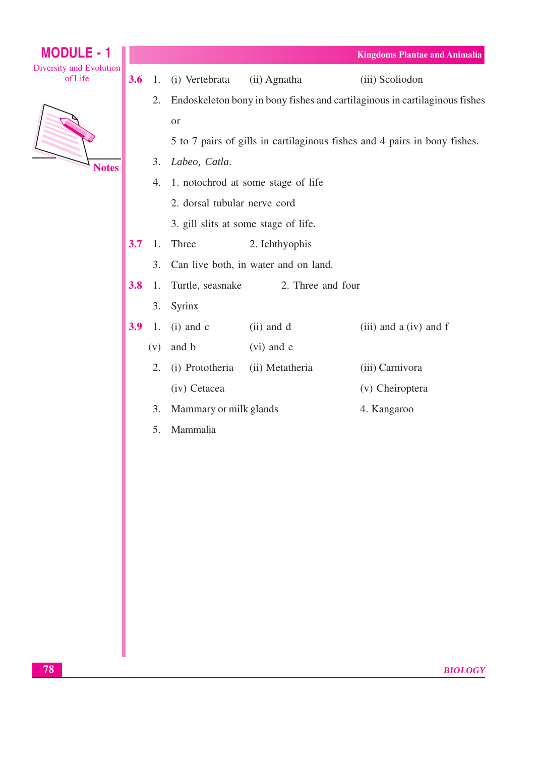**3.6** 1. (i) Vertebrata (ii) Agnatha (iii) Scoliodon

2. Endoskeleton bony in bony fishes and cartilaginous in cartilaginous fishes

   or

   5 to 7 pairs of gills in cartilaginous fishes and 4 pairs in bony fishes.

3. *Labeo, Catla*.

4. 1. notochrod at some stage of life

   2. dorsal tubular nerve cord

   3. gill slits at some stage of life.

**3.7** 1. Three 2. Ichthyophis

3. Can live both, in water and on land.

**3.8** 1. Turtle, seasnake 2. Three and four

3. Syrinx

**3.9** 1. (i) and c (ii) and d (iii) and a (iv) and f

(v) and b (vi) and e

2. (i) Prototheria (ii) Metatheria (iii) Carnivora

   (iv) Cetacea (v) Cheiroptera

3. Mammary or milk glands 4. Kangaroo

5. Mammalia